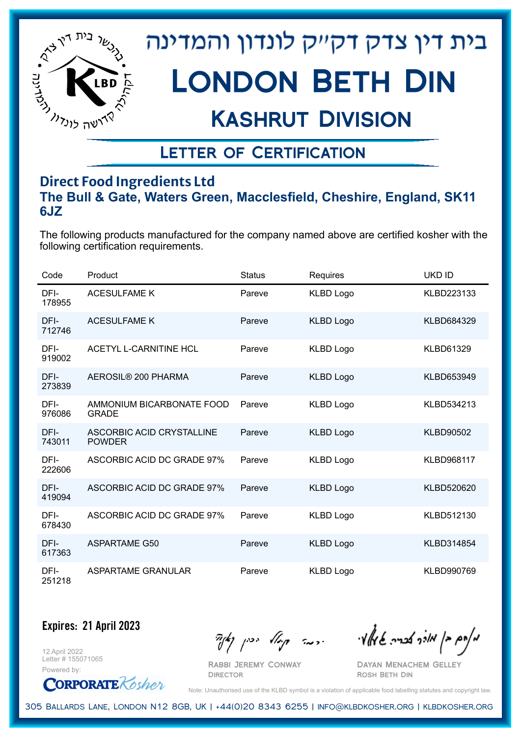# בית דין צדק דק"ק לונדון והמדינה

# London Beth Din

## Kashrut Division

### Letter of Certification

**Direct Food Ingredients Ltd**
**The Bull & Gate, Waters Green, Macclesfield, Cheshire, England, SK11 6JZ**

The following products manufactured for the company named above are certified kosher with the following certification requirements.

| Code | Product | Status | Requires | UKD ID |
|---|---|---|---|---|
| DFI-178955 | ACESULFAME K | Pareve | KLBD Logo | KLBD223133 |
| DFI-712746 | ACESULFAME K | Pareve | KLBD Logo | KLBD684329 |
| DFI-919002 | ACETYL L-CARNITINE HCL | Pareve | KLBD Logo | KLBD61329 |
| DFI-273839 | AEROSIL® 200 PHARMA | Pareve | KLBD Logo | KLBD653949 |
| DFI-976086 | AMMONIUM BICARBONATE FOOD GRADE | Pareve | KLBD Logo | KLBD534213 |
| DFI-743011 | ASCORBIC ACID CRYSTALLINE POWDER | Pareve | KLBD Logo | KLBD90502 |
| DFI-222606 | ASCORBIC ACID DC GRADE 97% | Pareve | KLBD Logo | KLBD968117 |
| DFI-419094 | ASCORBIC ACID DC GRADE 97% | Pareve | KLBD Logo | KLBD520620 |
| DFI-678430 | ASCORBIC ACID DC GRADE 97% | Pareve | KLBD Logo | KLBD512130 |
| DFI-617363 | ASPARTAME G50 | Pareve | KLBD Logo | KLBD314854 |
| DFI-251218 | ASPARTAME GRANULAR | Pareve | KLBD Logo | KLBD990769 |

**Expires: 21 April 2023**

12 April 2022
Letter # 155071065
Powered by: CorporateKosher

Rabbi Jeremy Conway
Director

Dayan Menachem Gelley
Rosh Beth Din

Note: Unauthorised use of the KLBD symbol is a violation of applicable food labelling statutes and copyright law.

305 Ballards Lane, London N12 8GB, UK | +44(0)20 8343 6255 | info@klbdkosher.org | klbdkosher.org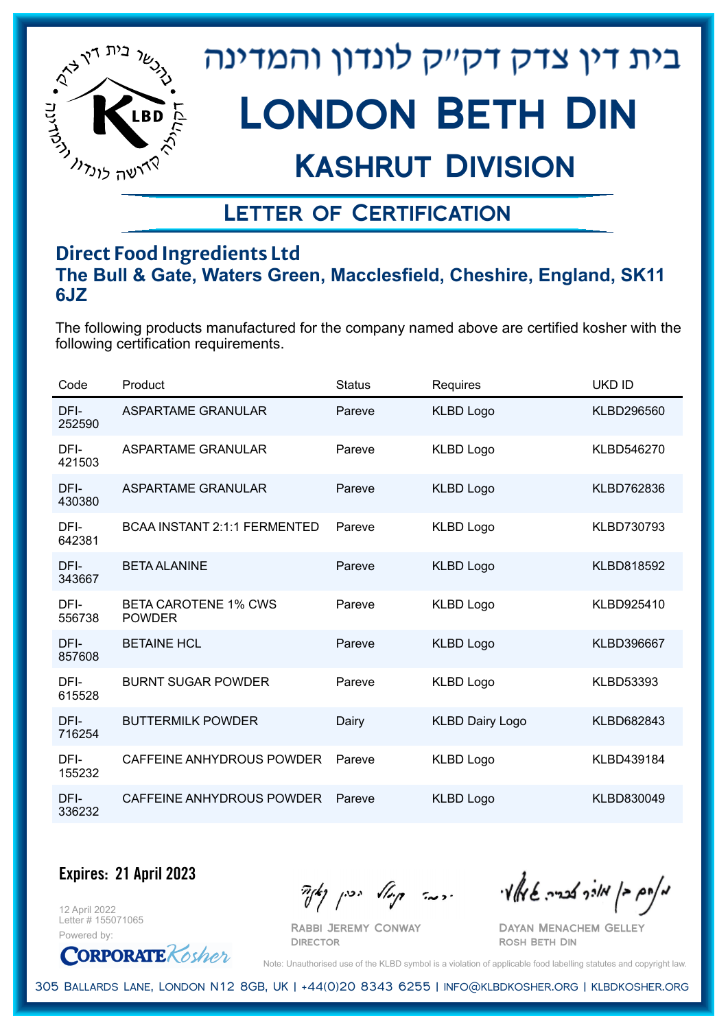# בית דין צדק דק״ק לונדון והמדינה

# London Beth Din

## Kashrut Division

### Letter of Certification

**Direct Food Ingredients Ltd**
**The Bull & Gate, Waters Green, Macclesfield, Cheshire, England, SK11 6JZ**

The following products manufactured for the company named above are certified kosher with the following certification requirements.

| Code | Product | Status | Requires | UKD ID |
|---|---|---|---|---|
| DFI-252590 | ASPARTAME GRANULAR | Pareve | KLBD Logo | KLBD296560 |
| DFI-421503 | ASPARTAME GRANULAR | Pareve | KLBD Logo | KLBD546270 |
| DFI-430380 | ASPARTAME GRANULAR | Pareve | KLBD Logo | KLBD762836 |
| DFI-642381 | BCAA INSTANT 2:1:1 FERMENTED | Pareve | KLBD Logo | KLBD730793 |
| DFI-343667 | BETA ALANINE | Pareve | KLBD Logo | KLBD818592 |
| DFI-556738 | BETA CAROTENE 1% CWS POWDER | Pareve | KLBD Logo | KLBD925410 |
| DFI-857608 | BETAINE HCL | Pareve | KLBD Logo | KLBD396667 |
| DFI-615528 | BURNT SUGAR POWDER | Pareve | KLBD Logo | KLBD53393 |
| DFI-716254 | BUTTERMILK POWDER | Dairy | KLBD Dairy Logo | KLBD682843 |
| DFI-155232 | CAFFEINE ANHYDROUS POWDER | Pareve | KLBD Logo | KLBD439184 |
| DFI-336232 | CAFFEINE ANHYDROUS POWDER | Pareve | KLBD Logo | KLBD830049 |

**Expires: 21 April 2023**

12 April 2022
Letter # 155071065
Powered by: CorporateKosher

Rabbi Jeremy Conway
Director

Dayan Menachem Gelley
Rosh Beth Din

Note: Unauthorised use of the KLBD symbol is a violation of applicable food labelling statutes and copyright law.

305 Ballards Lane, London N12 8GB, UK | +44(0)20 8343 6255 | info@klbdkosher.org | klbdkosher.org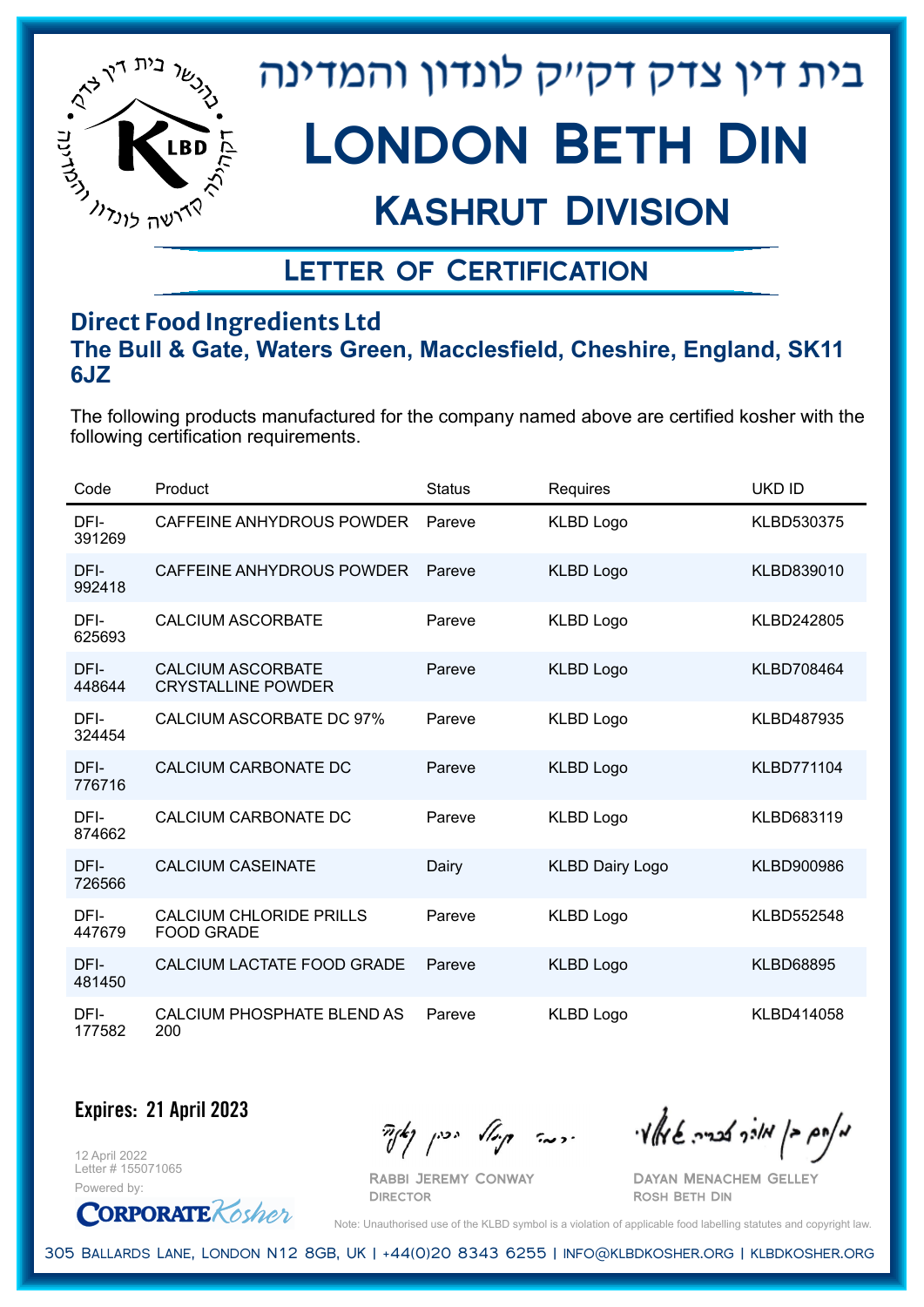# בית דין צדק דקייק לונדון והמדינה

# London Beth Din

## Kashrut Division

### Letter of Certification

**Direct Food Ingredients Ltd**
**The Bull & Gate, Waters Green, Macclesfield, Cheshire, England, SK11 6JZ**

The following products manufactured for the company named above are certified kosher with the following certification requirements.

| Code | Product | Status | Requires | UKD ID |
|---|---|---|---|---|
| DFI-391269 | CAFFEINE ANHYDROUS POWDER | Pareve | KLBD Logo | KLBD530375 |
| DFI-992418 | CAFFEINE ANHYDROUS POWDER | Pareve | KLBD Logo | KLBD839010 |
| DFI-625693 | CALCIUM ASCORBATE | Pareve | KLBD Logo | KLBD242805 |
| DFI-448644 | CALCIUM ASCORBATE CRYSTALLINE POWDER | Pareve | KLBD Logo | KLBD708464 |
| DFI-324454 | CALCIUM ASCORBATE DC 97% | Pareve | KLBD Logo | KLBD487935 |
| DFI-776716 | CALCIUM CARBONATE DC | Pareve | KLBD Logo | KLBD771104 |
| DFI-874662 | CALCIUM CARBONATE DC | Pareve | KLBD Logo | KLBD683119 |
| DFI-726566 | CALCIUM CASEINATE | Dairy | KLBD Dairy Logo | KLBD900986 |
| DFI-447679 | CALCIUM CHLORIDE PRILLS FOOD GRADE | Pareve | KLBD Logo | KLBD552548 |
| DFI-481450 | CALCIUM LACTATE FOOD GRADE | Pareve | KLBD Logo | KLBD68895 |
| DFI-177582 | CALCIUM PHOSPHATE BLEND AS 200 | Pareve | KLBD Logo | KLBD414058 |

**Expires: 21 April 2023**

12 April 2022
Letter # 155071065
Powered by: CorporateKosher

Rabbi Jeremy Conway
Director

Dayan Menachem Gelley
Rosh Beth Din

Note: Unauthorised use of the KLBD symbol is a violation of applicable food labelling statutes and copyright law.

305 Ballards Lane, London N12 8GB, UK | +44(0)20 8343 6255 | info@klbdkosher.org | klbdkosher.org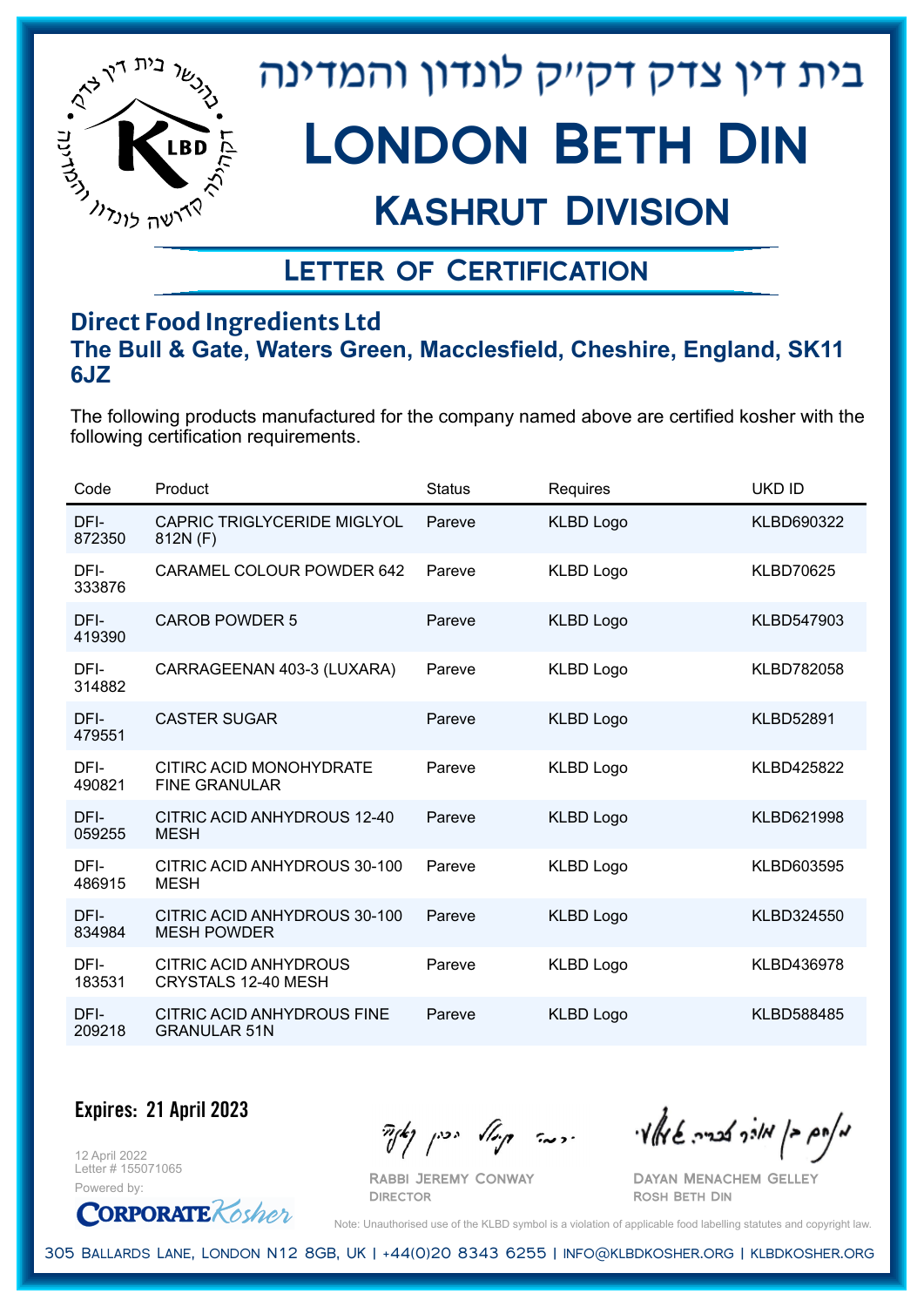# בית דין צדק דקי"ק לונדון והמדינה

# London Beth Din

## Kashrut Division

## Letter of Certification

### Direct Food Ingredients Ltd

**The Bull & Gate, Waters Green, Macclesfield, Cheshire, England, SK11 6JZ**

The following products manufactured for the company named above are certified kosher with the following certification requirements.

| Code | Product | Status | Requires | UKD ID |
|---|---|---|---|---|
| DFI-872350 | CAPRIC TRIGLYCERIDE MIGLYOL 812N (F) | Pareve | KLBD Logo | KLBD690322 |
| DFI-333876 | CARAMEL COLOUR POWDER 642 | Pareve | KLBD Logo | KLBD70625 |
| DFI-419390 | CAROB POWDER 5 | Pareve | KLBD Logo | KLBD547903 |
| DFI-314882 | CARRAGEENAN 403-3 (LUXARA) | Pareve | KLBD Logo | KLBD782058 |
| DFI-479551 | CASTER SUGAR | Pareve | KLBD Logo | KLBD52891 |
| DFI-490821 | CITIRC ACID MONOHYDRATE FINE GRANULAR | Pareve | KLBD Logo | KLBD425822 |
| DFI-059255 | CITRIC ACID ANHYDROUS 12-40 MESH | Pareve | KLBD Logo | KLBD621998 |
| DFI-486915 | CITRIC ACID ANHYDROUS 30-100 MESH | Pareve | KLBD Logo | KLBD603595 |
| DFI-834984 | CITRIC ACID ANHYDROUS 30-100 MESH POWDER | Pareve | KLBD Logo | KLBD324550 |
| DFI-183531 | CITRIC ACID ANHYDROUS CRYSTALS 12-40 MESH | Pareve | KLBD Logo | KLBD436978 |
| DFI-209218 | CITRIC ACID ANHYDROUS FINE GRANULAR 51N | Pareve | KLBD Logo | KLBD588485 |

**Expires: 21 April 2023**

12 April 2022
Letter # 155071065

Powered by: CorporateKosher

Rabbi Jeremy Conway
Director

Dayan Menachem Gelley
Rosh Beth Din

Note: Unauthorised use of the KLBD symbol is a violation of applicable food labelling statutes and copyright law.

305 Ballards Lane, London N12 8GB, UK | +44(0)20 8343 6255 | info@klbdkosher.org | klbdkosher.org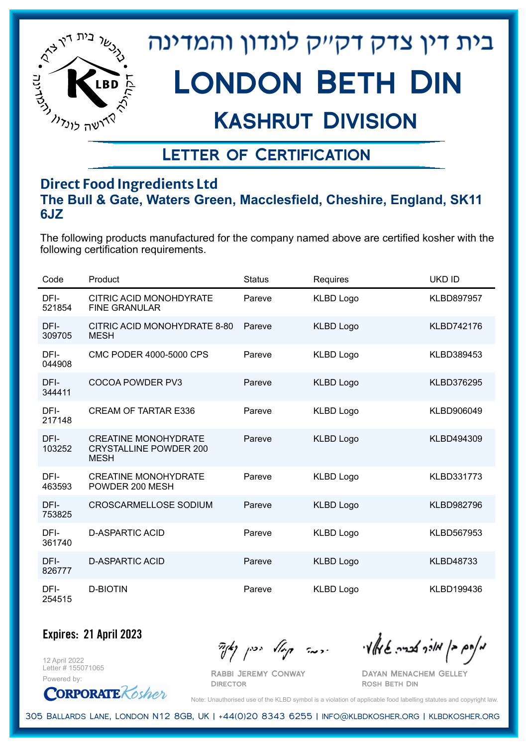# בית דין צדק דק״ק לונדון והמדינה

# London Beth Din

## Kashrut Division

### Letter of Certification

**Direct Food Ingredients Ltd**

**The Bull & Gate, Waters Green, Macclesfield, Cheshire, England, SK11 6JZ**

The following products manufactured for the company named above are certified kosher with the following certification requirements.

| Code | Product | Status | Requires | UKD ID |
|---|---|---|---|---|
| DFI-521854 | CITRIC ACID MONOHDYRATE FINE GRANULAR | Pareve | KLBD Logo | KLBD897957 |
| DFI-309705 | CITRIC ACID MONOHYDRATE 8-80 MESH | Pareve | KLBD Logo | KLBD742176 |
| DFI-044908 | CMC PODER 4000-5000 CPS | Pareve | KLBD Logo | KLBD389453 |
| DFI-344411 | COCOA POWDER PV3 | Pareve | KLBD Logo | KLBD376295 |
| DFI-217148 | CREAM OF TARTAR E336 | Pareve | KLBD Logo | KLBD906049 |
| DFI-103252 | CREATINE MONOHYDRATE CRYSTALLINE POWDER 200 MESH | Pareve | KLBD Logo | KLBD494309 |
| DFI-463593 | CREATINE MONOHYDRATE POWDER 200 MESH | Pareve | KLBD Logo | KLBD331773 |
| DFI-753825 | CROSCARMELLOSE SODIUM | Pareve | KLBD Logo | KLBD982796 |
| DFI-361740 | D-ASPARTIC ACID | Pareve | KLBD Logo | KLBD567953 |
| DFI-826777 | D-ASPARTIC ACID | Pareve | KLBD Logo | KLBD48733 |
| DFI-254515 | D-BIOTIN | Pareve | KLBD Logo | KLBD199436 |

**Expires: 21 April 2023**

12 April 2022
Letter # 155071065
Powered by: CorporateKosher

Rabbi Jeremy Conway
Director

Dayan Menachem Gelley
Rosh Beth Din

Note: Unauthorised use of the KLBD symbol is a violation of applicable food labelling statutes and copyright law.

305 Ballards Lane, London N12 8GB, UK | +44(0)20 8343 6255 | info@klbdkosher.org | klbdkosher.org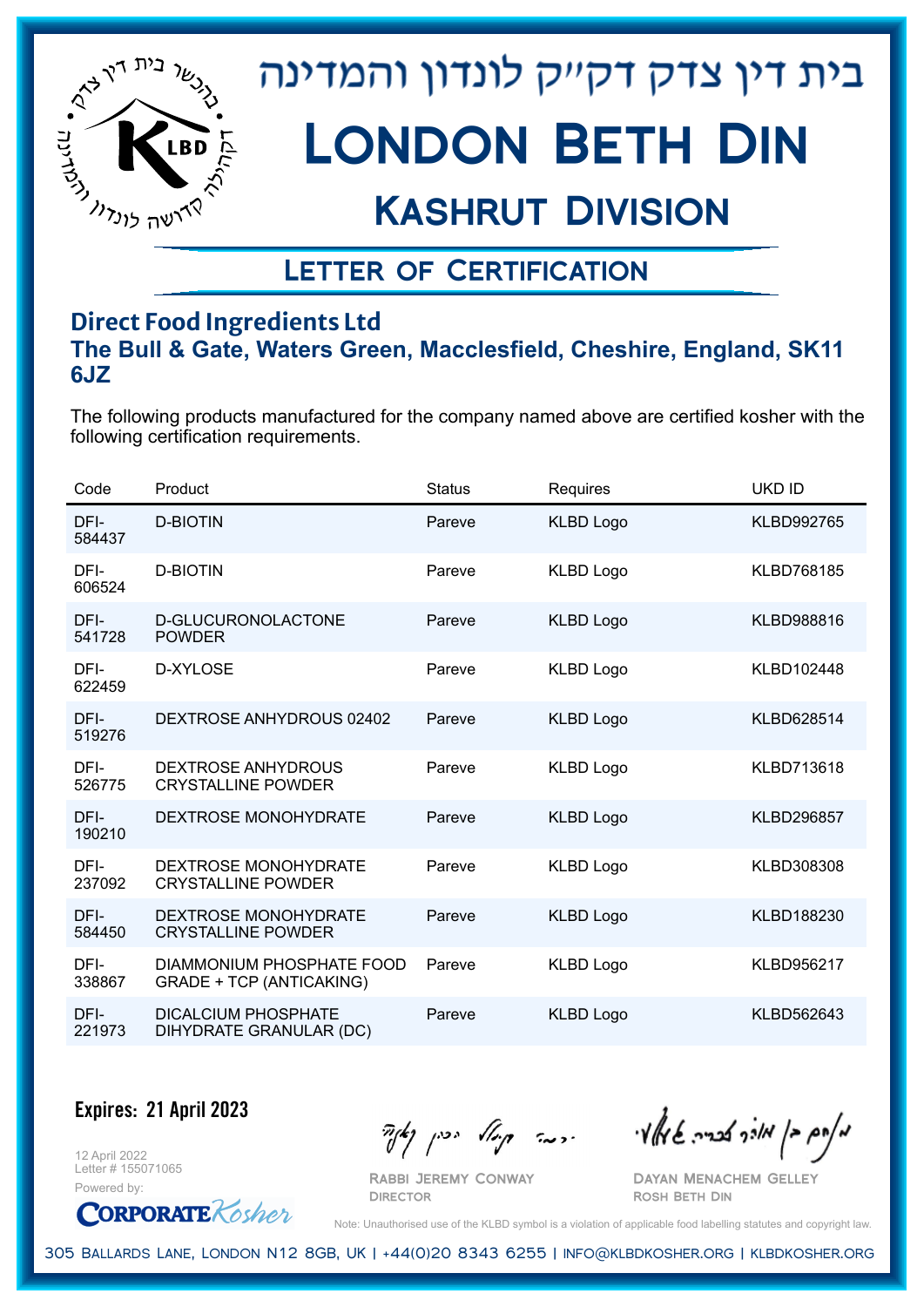# בית דין צדק דק"ק לונדון והמדינה

# London Beth Din

## Kashrut Division

### Letter of Certification

**Direct Food Ingredients Ltd**

**The Bull & Gate, Waters Green, Macclesfield, Cheshire, England, SK11 6JZ**

The following products manufactured for the company named above are certified kosher with the following certification requirements.

| Code | Product | Status | Requires | UKD ID |
|---|---|---|---|---|
| DFI-584437 | D-BIOTIN | Pareve | KLBD Logo | KLBD992765 |
| DFI-606524 | D-BIOTIN | Pareve | KLBD Logo | KLBD768185 |
| DFI-541728 | D-GLUCURONOLACTONE POWDER | Pareve | KLBD Logo | KLBD988816 |
| DFI-622459 | D-XYLOSE | Pareve | KLBD Logo | KLBD102448 |
| DFI-519276 | DEXTROSE ANHYDROUS 02402 | Pareve | KLBD Logo | KLBD628514 |
| DFI-526775 | DEXTROSE ANHYDROUS CRYSTALLINE POWDER | Pareve | KLBD Logo | KLBD713618 |
| DFI-190210 | DEXTROSE MONOHYDRATE | Pareve | KLBD Logo | KLBD296857 |
| DFI-237092 | DEXTROSE MONOHYDRATE CRYSTALLINE POWDER | Pareve | KLBD Logo | KLBD308308 |
| DFI-584450 | DEXTROSE MONOHYDRATE CRYSTALLINE POWDER | Pareve | KLBD Logo | KLBD188230 |
| DFI-338867 | DIAMMONIUM PHOSPHATE FOOD GRADE + TCP (ANTICAKING) | Pareve | KLBD Logo | KLBD956217 |
| DFI-221973 | DICALCIUM PHOSPHATE DIHYDRATE GRANULAR (DC) | Pareve | KLBD Logo | KLBD562643 |

**Expires: 21 April 2023**

12 April 2022
Letter # 155071065
Powered by: CorporateKosher

Rabbi Jeremy Conway
Director

Dayan Menachem Gelley
Rosh Beth Din

Note: Unauthorised use of the KLBD symbol is a violation of applicable food labelling statutes and copyright law.

305 Ballards Lane, London N12 8GB, UK | +44(0)20 8343 6255 | info@klbdkosher.org | klbdkosher.org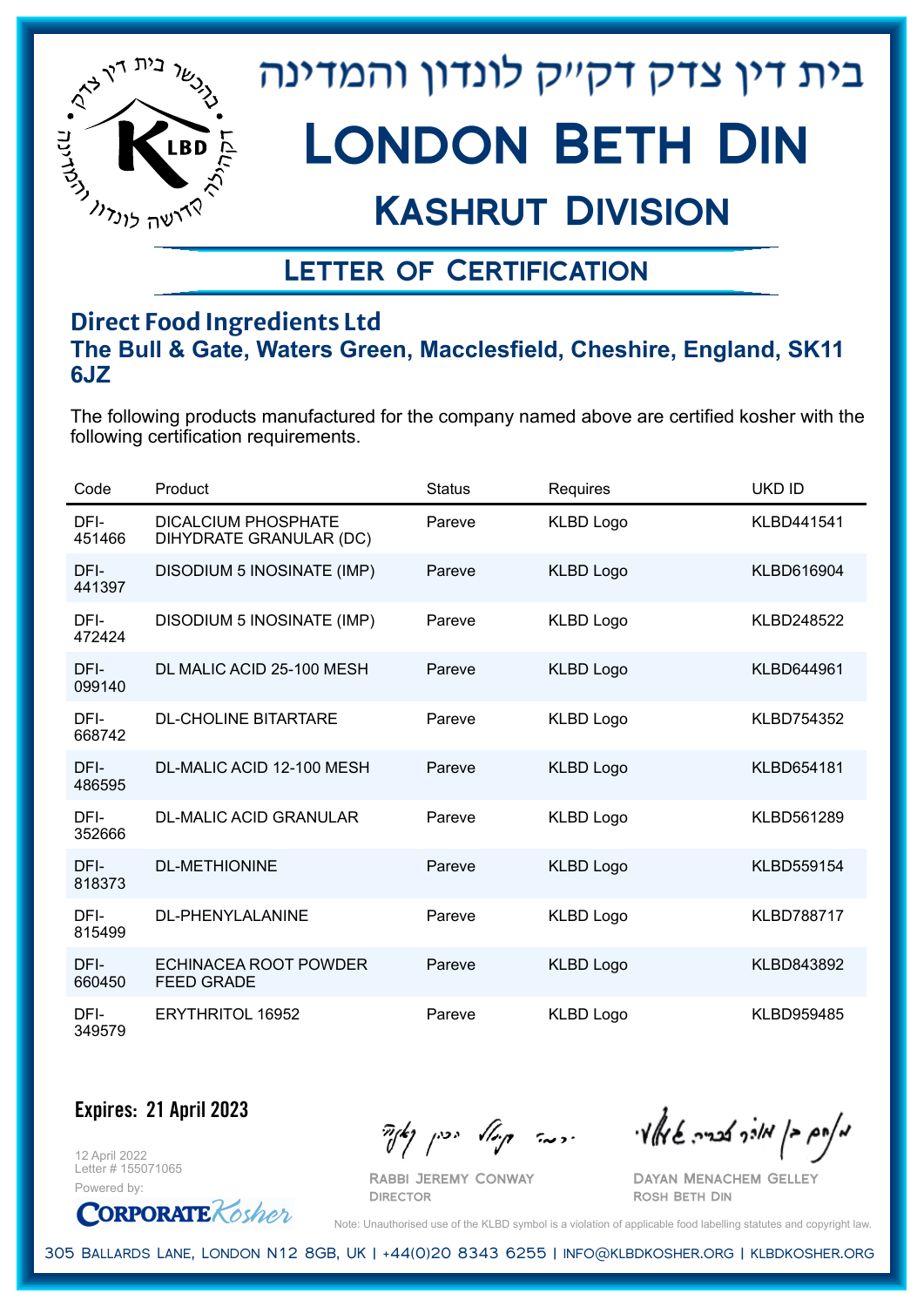# בית דין צדק דק"ק לונדון והמדינה

# London Beth Din

## Kashrut Division

## Letter of Certification

### Direct Food Ingredients Ltd

**The Bull & Gate, Waters Green, Macclesfield, Cheshire, England, SK11 6JZ**

The following products manufactured for the company named above are certified kosher with the following certification requirements.

| Code | Product | Status | Requires | UKD ID |
|---|---|---|---|---|
| DFI-451466 | DICALCIUM PHOSPHATE DIHYDRATE GRANULAR (DC) | Pareve | KLBD Logo | KLBD441541 |
| DFI-441397 | DISODIUM 5 INOSINATE (IMP) | Pareve | KLBD Logo | KLBD616904 |
| DFI-472424 | DISODIUM 5 INOSINATE (IMP) | Pareve | KLBD Logo | KLBD248522 |
| DFI-099140 | DL MALIC ACID 25-100 MESH | Pareve | KLBD Logo | KLBD644961 |
| DFI-668742 | DL-CHOLINE BITARTARE | Pareve | KLBD Logo | KLBD754352 |
| DFI-486595 | DL-MALIC ACID 12-100 MESH | Pareve | KLBD Logo | KLBD654181 |
| DFI-352666 | DL-MALIC ACID GRANULAR | Pareve | KLBD Logo | KLBD561289 |
| DFI-818373 | DL-METHIONINE | Pareve | KLBD Logo | KLBD559154 |
| DFI-815499 | DL-PHENYLALANINE | Pareve | KLBD Logo | KLBD788717 |
| DFI-660450 | ECHINACEA ROOT POWDER FEED GRADE | Pareve | KLBD Logo | KLBD843892 |
| DFI-349579 | ERYTHRITOL 16952 | Pareve | KLBD Logo | KLBD959485 |

**Expires: 21 April 2023**

12 April 2022
Letter # 155071065
Powered by: CorporateKosher

Rabbi Jeremy Conway
Director

Dayan Menachem Gelley
Rosh Beth Din

Note: Unauthorised use of the KLBD symbol is a violation of applicable food labelling statutes and copyright law.

305 Ballards Lane, London N12 8GB, UK | +44(0)20 8343 6255 | info@klbdkosher.org | klbdkosher.org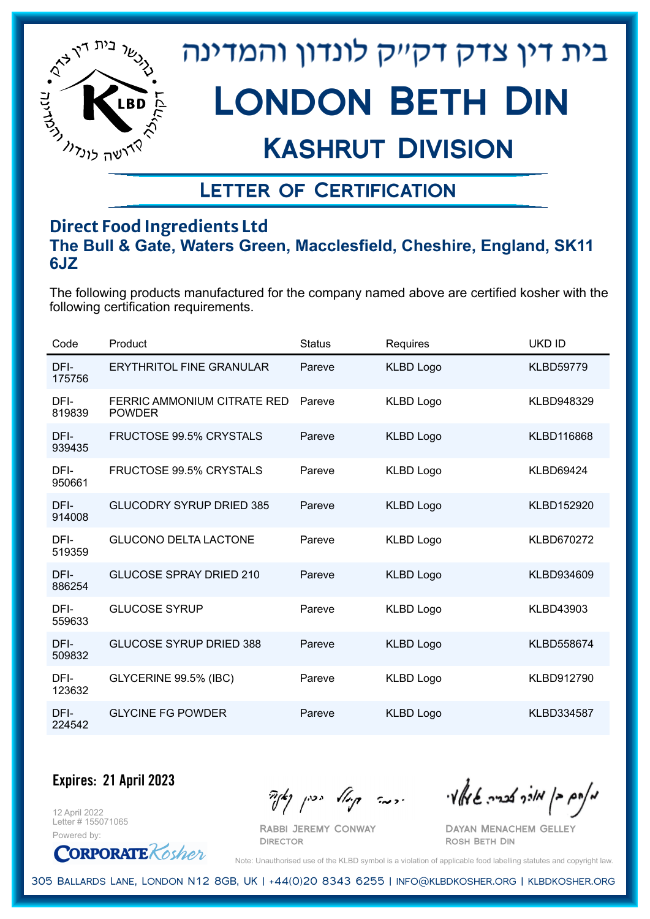בית דין צדק דק״ק לונדון והמדינה

# London Beth Din

## Kashrut Division

### Letter of Certification

**Direct Food Ingredients Ltd**

**The Bull & Gate, Waters Green, Macclesfield, Cheshire, England, SK11 6JZ**

The following products manufactured for the company named above are certified kosher with the following certification requirements.

| Code | Product | Status | Requires | UKD ID |
|---|---|---|---|---|
| DFI-175756 | ERYTHRITOL FINE GRANULAR | Pareve | KLBD Logo | KLBD59779 |
| DFI-819839 | FERRIC AMMONIUM CITRATE RED POWDER | Pareve | KLBD Logo | KLBD948329 |
| DFI-939435 | FRUCTOSE 99.5% CRYSTALS | Pareve | KLBD Logo | KLBD116868 |
| DFI-950661 | FRUCTOSE 99.5% CRYSTALS | Pareve | KLBD Logo | KLBD69424 |
| DFI-914008 | GLUCODRY SYRUP DRIED 385 | Pareve | KLBD Logo | KLBD152920 |
| DFI-519359 | GLUCONO DELTA LACTONE | Pareve | KLBD Logo | KLBD670272 |
| DFI-886254 | GLUCOSE SPRAY DRIED 210 | Pareve | KLBD Logo | KLBD934609 |
| DFI-559633 | GLUCOSE SYRUP | Pareve | KLBD Logo | KLBD43903 |
| DFI-509832 | GLUCOSE SYRUP DRIED 388 | Pareve | KLBD Logo | KLBD558674 |
| DFI-123632 | GLYCERINE 99.5% (IBC) | Pareve | KLBD Logo | KLBD912790 |
| DFI-224542 | GLYCINE FG POWDER | Pareve | KLBD Logo | KLBD334587 |

**Expires: 21 April 2023**

12 April 2022
Letter # 155071065
Powered by: CorporateKosher

Rabbi Jeremy Conway
Director

Dayan Menachem Gelley
Rosh Beth Din

Note: Unauthorised use of the KLBD symbol is a violation of applicable food labelling statutes and copyright law.

305 Ballards Lane, London N12 8GB, UK | +44(0)20 8343 6255 | info@klbdkosher.org | klbdkosher.org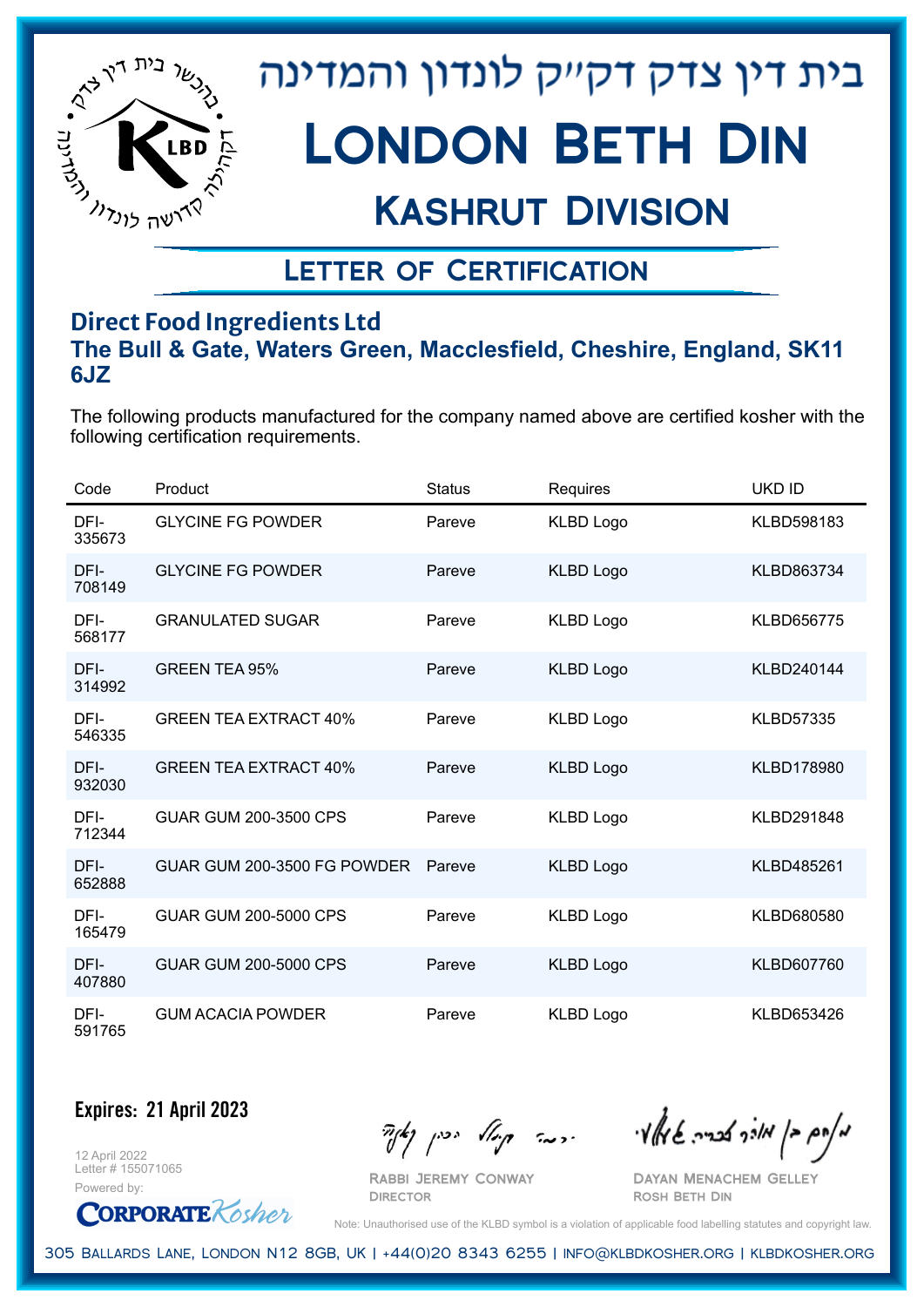# בית דין צדק דקי"ק לונדון והמדינה

# London Beth Din

## Kashrut Division

### Letter of Certification

**Direct Food Ingredients Ltd**
**The Bull & Gate, Waters Green, Macclesfield, Cheshire, England, SK11 6JZ**

The following products manufactured for the company named above are certified kosher with the following certification requirements.

| Code | Product | Status | Requires | UKD ID |
|---|---|---|---|---|
| DFI-335673 | GLYCINE FG POWDER | Pareve | KLBD Logo | KLBD598183 |
| DFI-708149 | GLYCINE FG POWDER | Pareve | KLBD Logo | KLBD863734 |
| DFI-568177 | GRANULATED SUGAR | Pareve | KLBD Logo | KLBD656775 |
| DFI-314992 | GREEN TEA 95% | Pareve | KLBD Logo | KLBD240144 |
| DFI-546335 | GREEN TEA EXTRACT 40% | Pareve | KLBD Logo | KLBD57335 |
| DFI-932030 | GREEN TEA EXTRACT 40% | Pareve | KLBD Logo | KLBD178980 |
| DFI-712344 | GUAR GUM 200-3500 CPS | Pareve | KLBD Logo | KLBD291848 |
| DFI-652888 | GUAR GUM 200-3500 FG POWDER | Pareve | KLBD Logo | KLBD485261 |
| DFI-165479 | GUAR GUM 200-5000 CPS | Pareve | KLBD Logo | KLBD680580 |
| DFI-407880 | GUAR GUM 200-5000 CPS | Pareve | KLBD Logo | KLBD607760 |
| DFI-591765 | GUM ACACIA POWDER | Pareve | KLBD Logo | KLBD653426 |

**Expires: 21 April 2023**

12 April 2022
Letter # 155071065
Powered by: CorporateKosher

Rabbi Jeremy Conway
Director

Dayan Menachem Gelley
Rosh Beth Din

Note: Unauthorised use of the KLBD symbol is a violation of applicable food labelling statutes and copyright law.

305 Ballards Lane, London N12 8GB, UK | +44(0)20 8343 6255 | info@klbdkosher.org | klbdkosher.org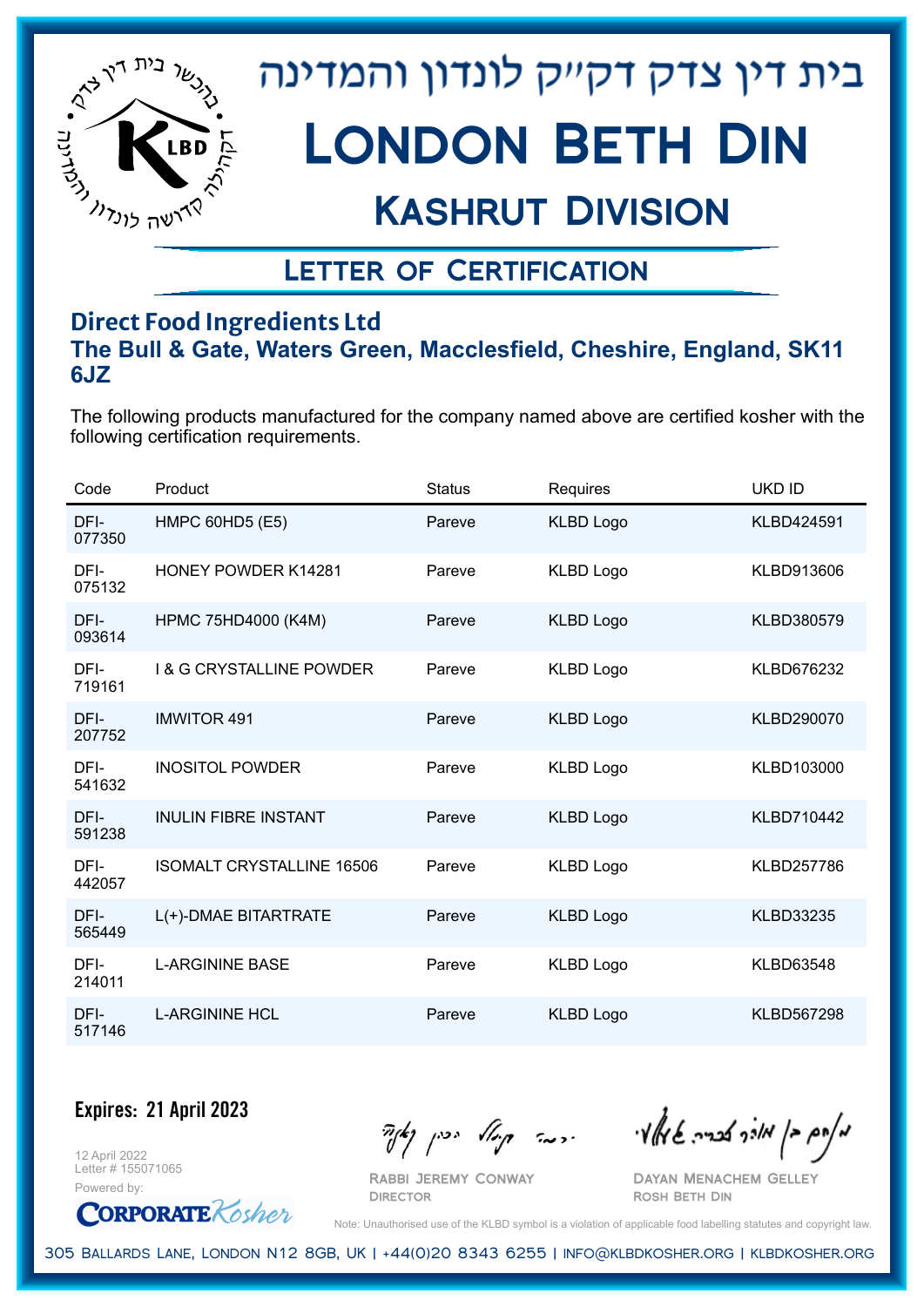# בית דין צדק דק"ק לונדון והמדינה

# London Beth Din

## Kashrut Division

### Letter of Certification

**Direct Food Ingredients Ltd**

**The Bull & Gate, Waters Green, Macclesfield, Cheshire, England, SK11 6JZ**

The following products manufactured for the company named above are certified kosher with the following certification requirements.

| Code | Product | Status | Requires | UKD ID |
|---|---|---|---|---|
| DFI-077350 | HMPC 60HD5 (E5) | Pareve | KLBD Logo | KLBD424591 |
| DFI-075132 | HONEY POWDER K14281 | Pareve | KLBD Logo | KLBD913606 |
| DFI-093614 | HPMC 75HD4000 (K4M) | Pareve | KLBD Logo | KLBD380579 |
| DFI-719161 | I & G CRYSTALLINE POWDER | Pareve | KLBD Logo | KLBD676232 |
| DFI-207752 | IMWITOR 491 | Pareve | KLBD Logo | KLBD290070 |
| DFI-541632 | INOSITOL POWDER | Pareve | KLBD Logo | KLBD103000 |
| DFI-591238 | INULIN FIBRE INSTANT | Pareve | KLBD Logo | KLBD710442 |
| DFI-442057 | ISOMALT CRYSTALLINE 16506 | Pareve | KLBD Logo | KLBD257786 |
| DFI-565449 | L(+)-DMAE BITARTRATE | Pareve | KLBD Logo | KLBD33235 |
| DFI-214011 | L-ARGININE BASE | Pareve | KLBD Logo | KLBD63548 |
| DFI-517146 | L-ARGININE HCL | Pareve | KLBD Logo | KLBD567298 |

**Expires: 21 April 2023**

12 April 2022
Letter # 155071065
Powered by: CorporateKosher

Rabbi Jeremy Conway
Director

Dayan Menachem Gelley
Rosh Beth Din

Note: Unauthorised use of the KLBD symbol is a violation of applicable food labelling statutes and copyright law.

305 Ballards Lane, London N12 8GB, UK | +44(0)20 8343 6255 | info@klbdkosher.org | klbdkosher.org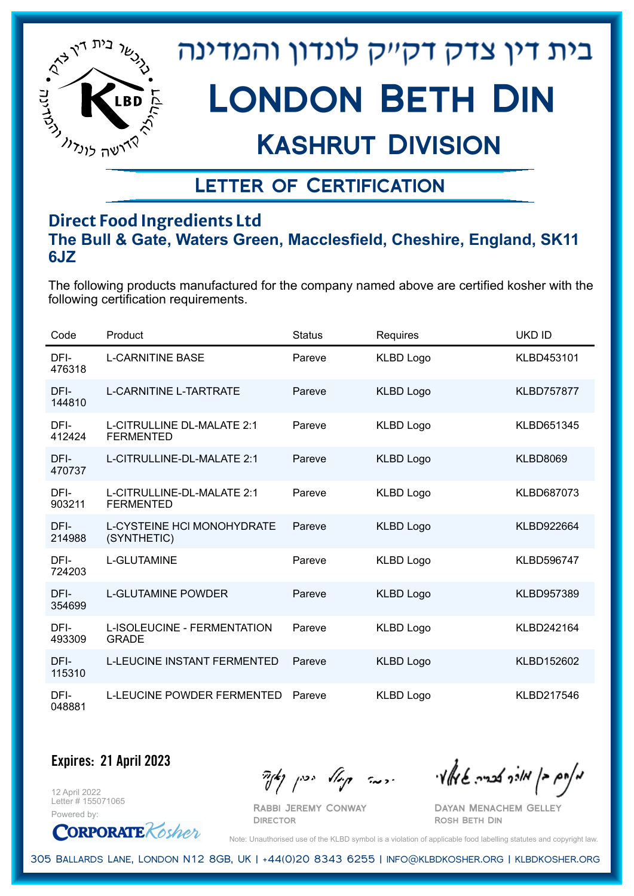בית דין צדק דק"ק לונדון והמדינה

# London Beth Din

## Kashrut Division

## Letter of Certification

### Direct Food Ingredients Ltd

**The Bull & Gate, Waters Green, Macclesfield, Cheshire, England, SK11 6JZ**

The following products manufactured for the company named above are certified kosher with the following certification requirements.

| Code | Product | Status | Requires | UKD ID |
|---|---|---|---|---|
| DFI-476318 | L-CARNITINE BASE | Pareve | KLBD Logo | KLBD453101 |
| DFI-144810 | L-CARNITINE L-TARTRATE | Pareve | KLBD Logo | KLBD757877 |
| DFI-412424 | L-CITRULLINE DL-MALATE 2:1 FERMENTED | Pareve | KLBD Logo | KLBD651345 |
| DFI-470737 | L-CITRULLINE-DL-MALATE 2:1 | Pareve | KLBD Logo | KLBD8069 |
| DFI-903211 | L-CITRULLINE-DL-MALATE 2:1 FERMENTED | Pareve | KLBD Logo | KLBD687073 |
| DFI-214988 | L-CYSTEINE HCl MONOHYDRATE (SYNTHETIC) | Pareve | KLBD Logo | KLBD922664 |
| DFI-724203 | L-GLUTAMINE | Pareve | KLBD Logo | KLBD596747 |
| DFI-354699 | L-GLUTAMINE POWDER | Pareve | KLBD Logo | KLBD957389 |
| DFI-493309 | L-ISOLEUCINE - FERMENTATION GRADE | Pareve | KLBD Logo | KLBD242164 |
| DFI-115310 | L-LEUCINE INSTANT FERMENTED | Pareve | KLBD Logo | KLBD152602 |
| DFI-048881 | L-LEUCINE POWDER FERMENTED | Pareve | KLBD Logo | KLBD217546 |

**Expires: 21 April 2023**

12 April 2022
Letter # 155071065
Powered by: Corporate Kosher

Rabbi Jeremy Conway
Director

Dayan Menachem Gelley
Rosh Beth Din

Note: Unauthorised use of the KLBD symbol is a violation of applicable food labelling statutes and copyright law.

305 Ballards Lane, London N12 8GB, UK | +44(0)20 8343 6255 | info@klbdkosher.org | klbdkosher.org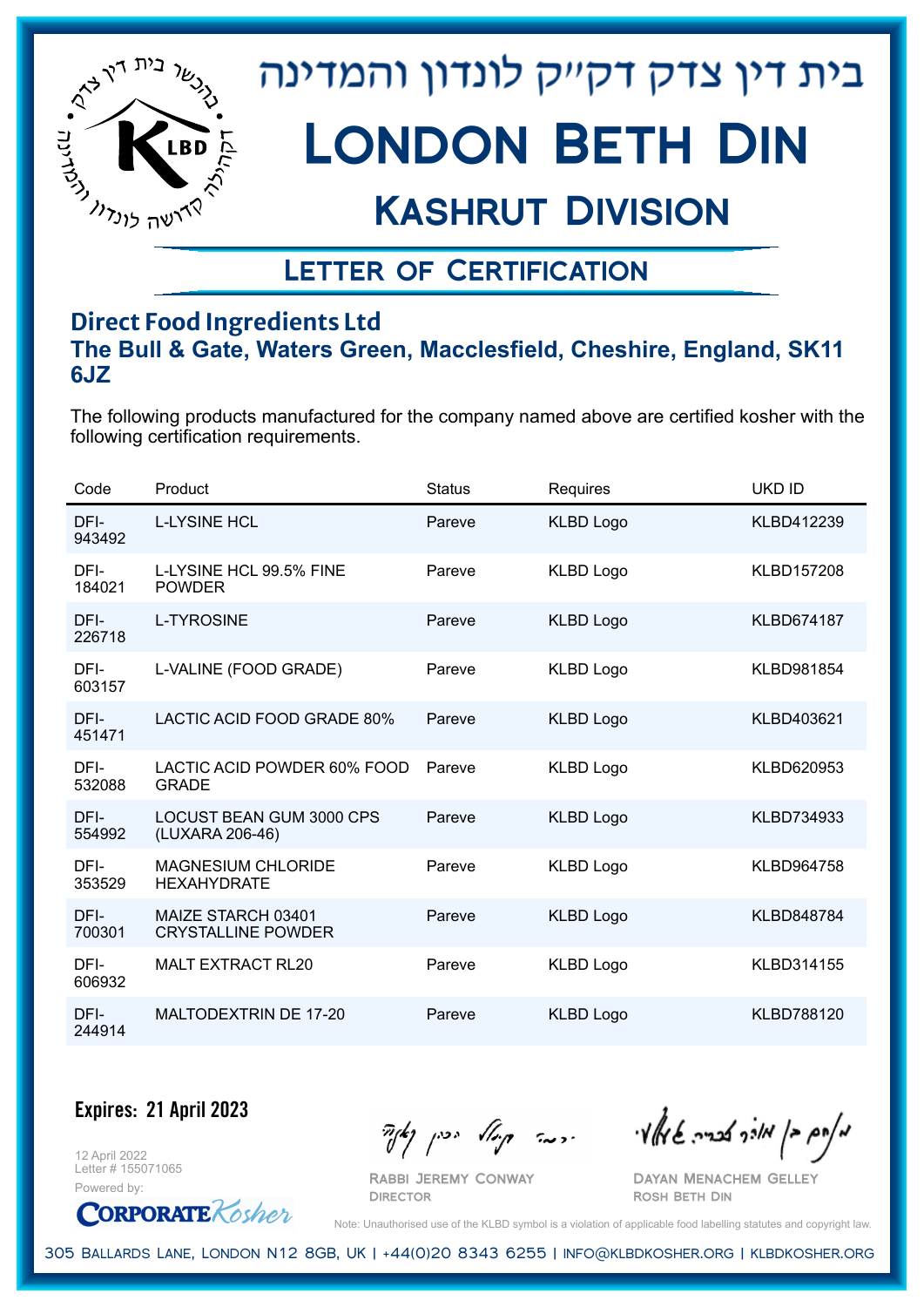# בית דין צדק דק"ק לונדון והמדינה

# London Beth Din

## Kashrut Division

### Letter of Certification

**Direct Food Ingredients Ltd**

**The Bull & Gate, Waters Green, Macclesfield, Cheshire, England, SK11 6JZ**

The following products manufactured for the company named above are certified kosher with the following certification requirements.

| Code | Product | Status | Requires | UKD ID |
|---|---|---|---|---|
| DFI-943492 | L-LYSINE HCL | Pareve | KLBD Logo | KLBD412239 |
| DFI-184021 | L-LYSINE HCL 99.5% FINE POWDER | Pareve | KLBD Logo | KLBD157208 |
| DFI-226718 | L-TYROSINE | Pareve | KLBD Logo | KLBD674187 |
| DFI-603157 | L-VALINE (FOOD GRADE) | Pareve | KLBD Logo | KLBD981854 |
| DFI-451471 | LACTIC ACID FOOD GRADE 80% | Pareve | KLBD Logo | KLBD403621 |
| DFI-532088 | LACTIC ACID POWDER 60% FOOD GRADE | Pareve | KLBD Logo | KLBD620953 |
| DFI-554992 | LOCUST BEAN GUM 3000 CPS (LUXARA 206-46) | Pareve | KLBD Logo | KLBD734933 |
| DFI-353529 | MAGNESIUM CHLORIDE HEXAHYDRATE | Pareve | KLBD Logo | KLBD964758 |
| DFI-700301 | MAIZE STARCH 03401 CRYSTALLINE POWDER | Pareve | KLBD Logo | KLBD848784 |
| DFI-606932 | MALT EXTRACT RL20 | Pareve | KLBD Logo | KLBD314155 |
| DFI-244914 | MALTODEXTRIN DE 17-20 | Pareve | KLBD Logo | KLBD788120 |

**Expires: 21 April 2023**

12 April 2022
Letter # 155071065

Powered by: CorporateKosher

Rabbi Jeremy Conway
Director

Dayan Menachem Gelley
Rosh Beth Din

Note: Unauthorised use of the KLBD symbol is a violation of applicable food labelling statutes and copyright law.

305 Ballards Lane, London N12 8GB, UK | +44(0)20 8343 6255 | info@klbdkosher.org | klbdkosher.org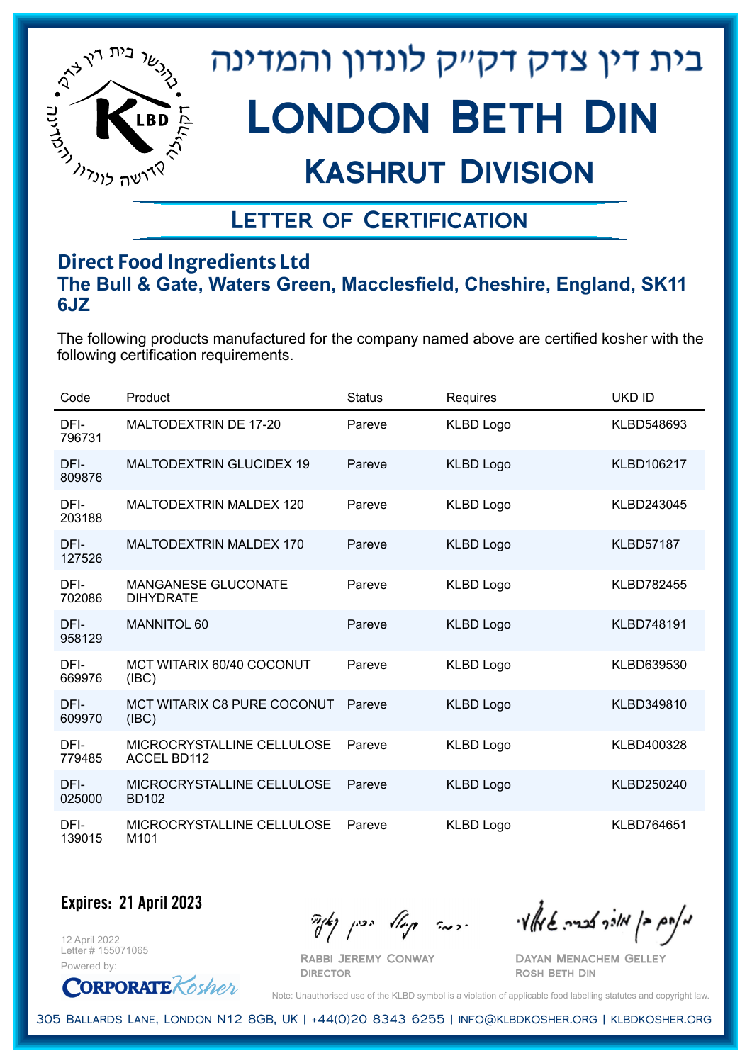# בית דין צדק דק"ק לונדון והמדינה

# London Beth Din

## Kashrut Division

### Letter of Certification

**Direct Food Ingredients Ltd**

**The Bull & Gate, Waters Green, Macclesfield, Cheshire, England, SK11 6JZ**

The following products manufactured for the company named above are certified kosher with the following certification requirements.

| Code | Product | Status | Requires | UKD ID |
|---|---|---|---|---|
| DFI-796731 | MALTODEXTRIN DE 17-20 | Pareve | KLBD Logo | KLBD548693 |
| DFI-809876 | MALTODEXTRIN GLUCIDEX 19 | Pareve | KLBD Logo | KLBD106217 |
| DFI-203188 | MALTODEXTRIN MALDEX 120 | Pareve | KLBD Logo | KLBD243045 |
| DFI-127526 | MALTODEXTRIN MALDEX 170 | Pareve | KLBD Logo | KLBD57187 |
| DFI-702086 | MANGANESE GLUCONATE DIHYDRATE | Pareve | KLBD Logo | KLBD782455 |
| DFI-958129 | MANNITOL 60 | Pareve | KLBD Logo | KLBD748191 |
| DFI-669976 | MCT WITARIX 60/40 COCONUT (IBC) | Pareve | KLBD Logo | KLBD639530 |
| DFI-609970 | MCT WITARIX C8 PURE COCONUT (IBC) | Pareve | KLBD Logo | KLBD349810 |
| DFI-779485 | MICROCRYSTALLINE CELLULOSE ACCEL BD112 | Pareve | KLBD Logo | KLBD400328 |
| DFI-025000 | MICROCRYSTALLINE CELLULOSE BD102 | Pareve | KLBD Logo | KLBD250240 |
| DFI-139015 | MICROCRYSTALLINE CELLULOSE M101 | Pareve | KLBD Logo | KLBD764651 |

**Expires: 21 April 2023**

12 April 2022
Letter # 155071065
Powered by: CorporateKosher

Rabbi Jeremy Conway
Director

Dayan Menachem Gelley
Rosh Beth Din

Note: Unauthorised use of the KLBD symbol is a violation of applicable food labelling statutes and copyright law.

305 Ballards Lane, London N12 8GB, UK | +44(0)20 8343 6255 | info@klbdkosher.org | klbdkosher.org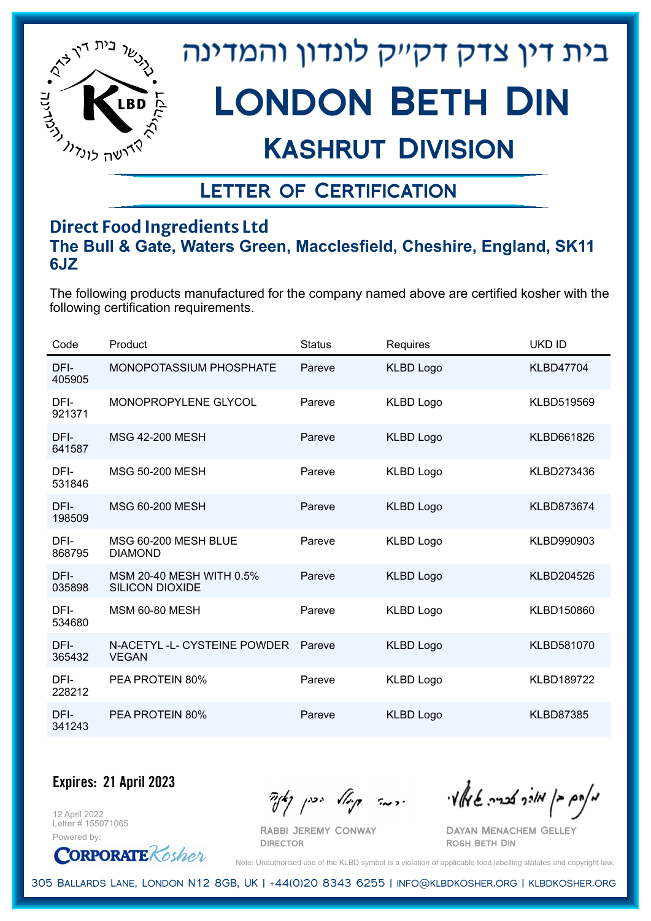בית דין צדק דקייק לונדון והמדינה

# London Beth Din

## Kashrut Division

### Letter of Certification

**Direct Food Ingredients Ltd**

**The Bull & Gate, Waters Green, Macclesfield, Cheshire, England, SK11 6JZ**

The following products manufactured for the company named above are certified kosher with the following certification requirements.

| Code | Product | Status | Requires | UKD ID |
|---|---|---|---|---|
| DFI-405905 | MONOPOTASSIUM PHOSPHATE | Pareve | KLBD Logo | KLBD47704 |
| DFI-921371 | MONOPROPYLENE GLYCOL | Pareve | KLBD Logo | KLBD519569 |
| DFI-641587 | MSG 42-200 MESH | Pareve | KLBD Logo | KLBD661826 |
| DFI-531846 | MSG 50-200 MESH | Pareve | KLBD Logo | KLBD273436 |
| DFI-198509 | MSG 60-200 MESH | Pareve | KLBD Logo | KLBD873674 |
| DFI-868795 | MSG 60-200 MESH BLUE DIAMOND | Pareve | KLBD Logo | KLBD990903 |
| DFI-035898 | MSM 20-40 MESH WITH 0.5% SILICON DIOXIDE | Pareve | KLBD Logo | KLBD204526 |
| DFI-534680 | MSM 60-80 MESH | Pareve | KLBD Logo | KLBD150860 |
| DFI-365432 | N-ACETYL -L- CYSTEINE POWDER VEGAN | Pareve | KLBD Logo | KLBD581070 |
| DFI-228212 | PEA PROTEIN 80% | Pareve | KLBD Logo | KLBD189722 |
| DFI-341243 | PEA PROTEIN 80% | Pareve | KLBD Logo | KLBD87385 |

**Expires: 21 April 2023**

12 April 2022
Letter # 155071065
Powered by: CorporateKosher

Rabbi Jeremy Conway
Director

Dayan Menachem Gelley
Rosh Beth Din

Note: Unauthorised use of the KLBD symbol is a violation of applicable food labelling statutes and copyright law.

305 Ballards Lane, London N12 8GB, UK | +44(0)20 8343 6255 | info@klbdkosher.org | klbdkosher.org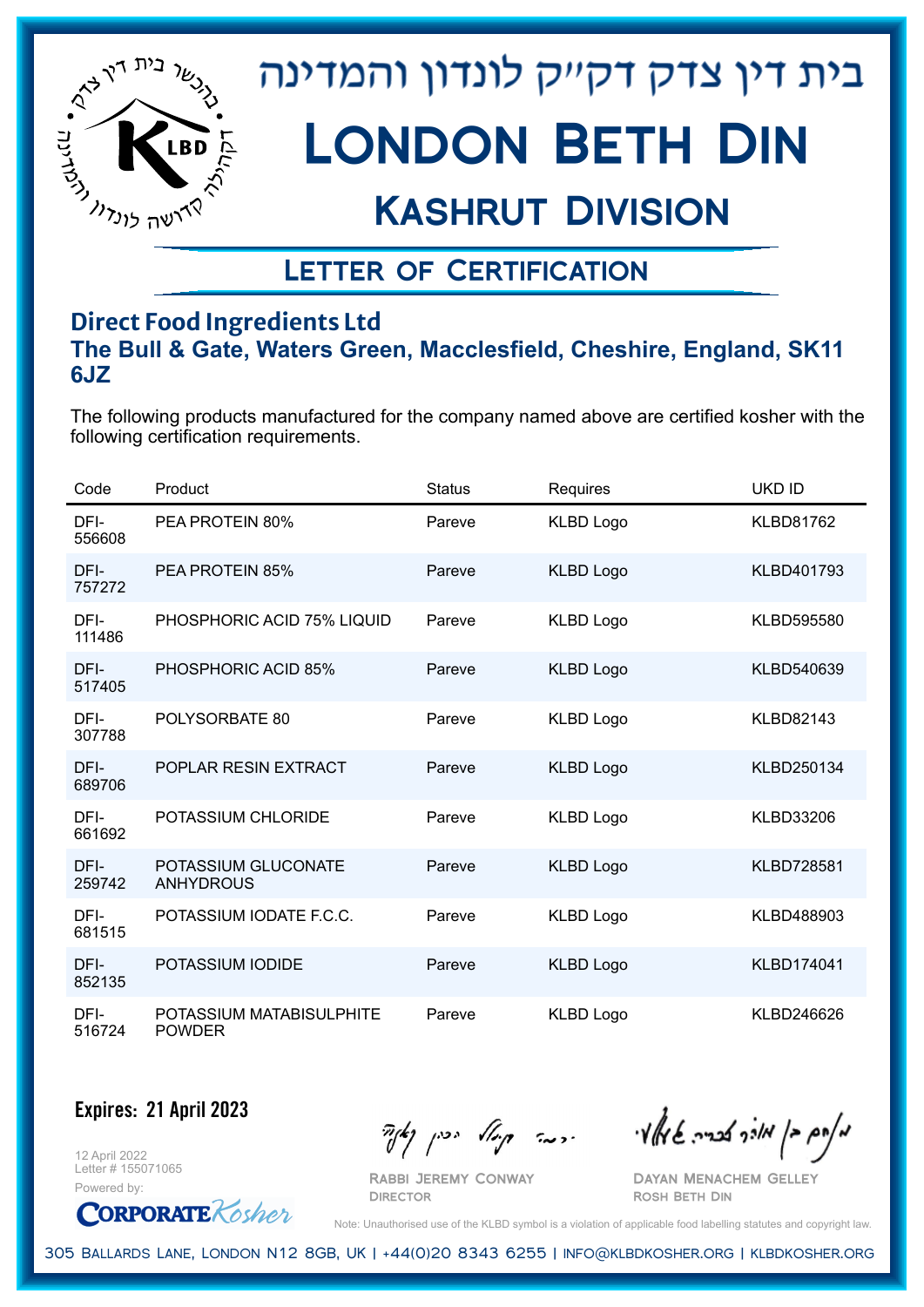# בית דין צדק דקייק לונדון והמדינה

# London Beth Din

## Kashrut Division

### Letter of Certification

**Direct Food Ingredients Ltd**

**The Bull & Gate, Waters Green, Macclesfield, Cheshire, England, SK11 6JZ**

The following products manufactured for the company named above are certified kosher with the following certification requirements.

| Code | Product | Status | Requires | UKD ID |
|---|---|---|---|---|
| DFI-556608 | PEA PROTEIN 80% | Pareve | KLBD Logo | KLBD81762 |
| DFI-757272 | PEA PROTEIN 85% | Pareve | KLBD Logo | KLBD401793 |
| DFI-111486 | PHOSPHORIC ACID 75% LIQUID | Pareve | KLBD Logo | KLBD595580 |
| DFI-517405 | PHOSPHORIC ACID 85% | Pareve | KLBD Logo | KLBD540639 |
| DFI-307788 | POLYSORBATE 80 | Pareve | KLBD Logo | KLBD82143 |
| DFI-689706 | POPLAR RESIN EXTRACT | Pareve | KLBD Logo | KLBD250134 |
| DFI-661692 | POTASSIUM CHLORIDE | Pareve | KLBD Logo | KLBD33206 |
| DFI-259742 | POTASSIUM GLUCONATE ANHYDROUS | Pareve | KLBD Logo | KLBD728581 |
| DFI-681515 | POTASSIUM IODATE F.C.C. | Pareve | KLBD Logo | KLBD488903 |
| DFI-852135 | POTASSIUM IODIDE | Pareve | KLBD Logo | KLBD174041 |
| DFI-516724 | POTASSIUM MATABISULPHITE POWDER | Pareve | KLBD Logo | KLBD246626 |

**Expires: 21 April 2023**

12 April 2022
Letter # 155071065

Powered by: CorporateKosher

Rabbi Jeremy Conway
Director

Dayan Menachem Gelley
Rosh Beth Din

Note: Unauthorised use of the KLBD symbol is a violation of applicable food labelling statutes and copyright law.

305 Ballards Lane, London N12 8GB, UK | +44(0)20 8343 6255 | info@klbdkosher.org | klbdkosher.org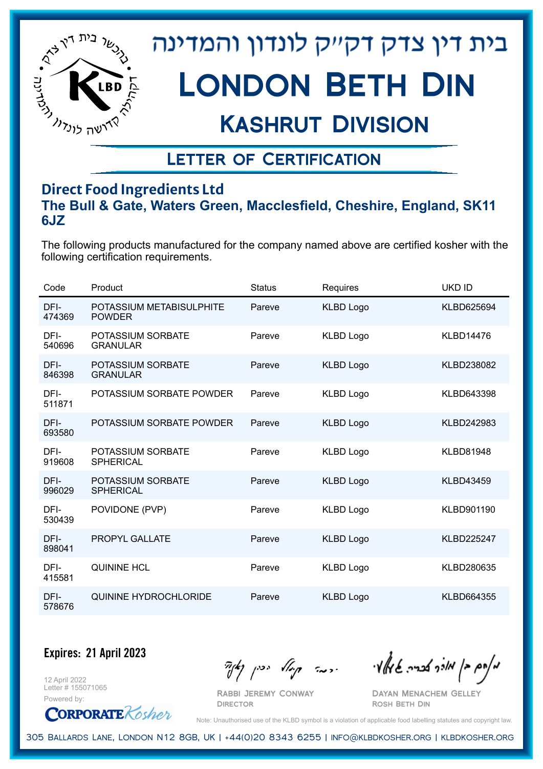בית דין צדק דק״ק לונדון והמדינה

# London Beth Din

## Kashrut Division

### Letter of Certification

**Direct Food Ingredients Ltd**

**The Bull & Gate, Waters Green, Macclesfield, Cheshire, England, SK11 6JZ**

The following products manufactured for the company named above are certified kosher with the following certification requirements.

| Code | Product | Status | Requires | UKD ID |
|---|---|---|---|---|
| DFI-474369 | POTASSIUM METABISULPHITE POWDER | Pareve | KLBD Logo | KLBD625694 |
| DFI-540696 | POTASSIUM SORBATE GRANULAR | Pareve | KLBD Logo | KLBD14476 |
| DFI-846398 | POTASSIUM SORBATE GRANULAR | Pareve | KLBD Logo | KLBD238082 |
| DFI-511871 | POTASSIUM SORBATE POWDER | Pareve | KLBD Logo | KLBD643398 |
| DFI-693580 | POTASSIUM SORBATE POWDER | Pareve | KLBD Logo | KLBD242983 |
| DFI-919608 | POTASSIUM SORBATE SPHERICAL | Pareve | KLBD Logo | KLBD81948 |
| DFI-996029 | POTASSIUM SORBATE SPHERICAL | Pareve | KLBD Logo | KLBD43459 |
| DFI-530439 | POVIDONE (PVP) | Pareve | KLBD Logo | KLBD901190 |
| DFI-898041 | PROPYL GALLATE | Pareve | KLBD Logo | KLBD225247 |
| DFI-415581 | QUININE HCL | Pareve | KLBD Logo | KLBD280635 |
| DFI-578676 | QUININE HYDROCHLORIDE | Pareve | KLBD Logo | KLBD664355 |

**Expires: 21 April 2023**

12 April 2022
Letter # 155071065
Powered by: Corporate Kosher

Rabbi Jeremy Conway
Director

Dayan Menachem Gelley
Rosh Beth Din

Note: Unauthorised use of the KLBD symbol is a violation of applicable food labelling statutes and copyright law.

305 Ballards Lane, London N12 8GB, UK | +44(0)20 8343 6255 | info@klbdkosher.org | klbdkosher.org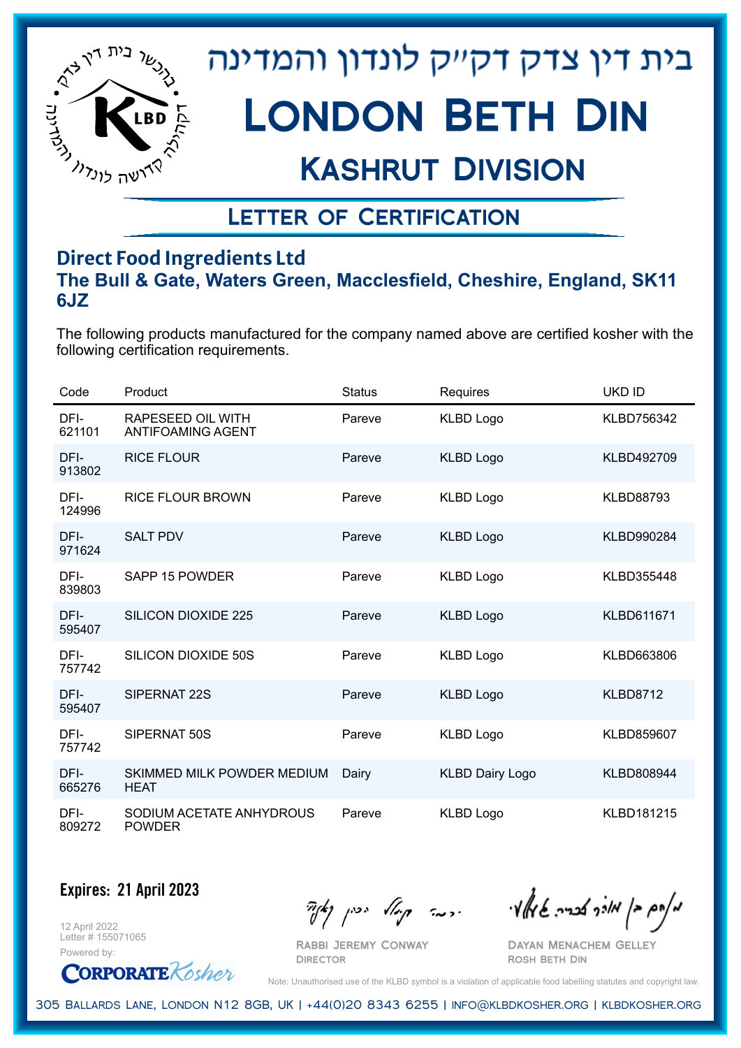# בית דין צדק דק״ק לונדון והמדינה

# London Beth Din

## Kashrut Division

## Letter of Certification

**Direct Food Ingredients Ltd**

**The Bull & Gate, Waters Green, Macclesfield, Cheshire, England, SK11 6JZ**

The following products manufactured for the company named above are certified kosher with the following certification requirements.

| Code | Product | Status | Requires | UKD ID |
|---|---|---|---|---|
| DFI-621101 | RAPESEED OIL WITH ANTIFOAMING AGENT | Pareve | KLBD Logo | KLBD756342 |
| DFI-913802 | RICE FLOUR | Pareve | KLBD Logo | KLBD492709 |
| DFI-124996 | RICE FLOUR BROWN | Pareve | KLBD Logo | KLBD88793 |
| DFI-971624 | SALT PDV | Pareve | KLBD Logo | KLBD990284 |
| DFI-839803 | SAPP 15 POWDER | Pareve | KLBD Logo | KLBD355448 |
| DFI-595407 | SILICON DIOXIDE 225 | Pareve | KLBD Logo | KLBD611671 |
| DFI-757742 | SILICON DIOXIDE 50S | Pareve | KLBD Logo | KLBD663806 |
| DFI-595407 | SIPERNAT 22S | Pareve | KLBD Logo | KLBD8712 |
| DFI-757742 | SIPERNAT 50S | Pareve | KLBD Logo | KLBD859607 |
| DFI-665276 | SKIMMED MILK POWDER MEDIUM HEAT | Dairy | KLBD Dairy Logo | KLBD808944 |
| DFI-809272 | SODIUM ACETATE ANHYDROUS POWDER | Pareve | KLBD Logo | KLBD181215 |

**Expires: 21 April 2023**

12 April 2022
Letter # 155071065
Powered by: CorporateKosher

Rabbi Jeremy Conway
Director

Dayan Menachem Gelley
Rosh Beth Din

Note: Unauthorised use of the KLBD symbol is a violation of applicable food labelling statutes and copyright law.

305 Ballards Lane, London N12 8GB, UK | +44(0)20 8343 6255 | info@klbdkosher.org | klbdkosher.org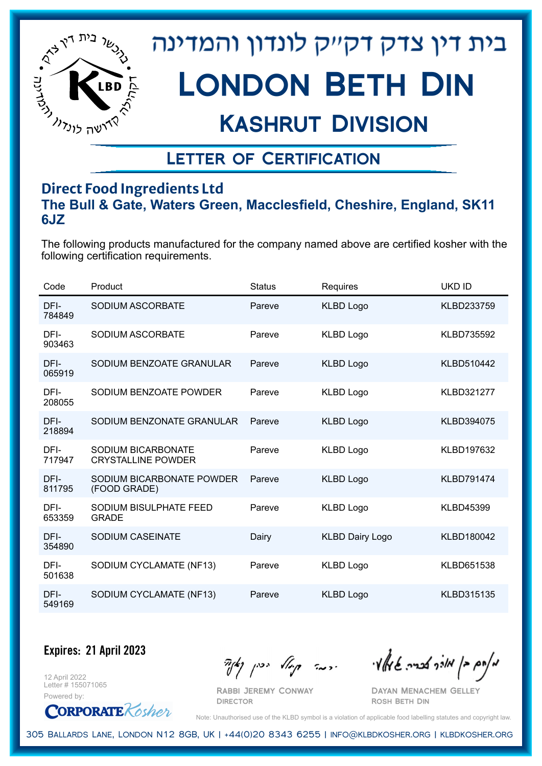# בית דין צדק דק״ק לונדון והמדינה

# London Beth Din

## Kashrut Division

### Letter of Certification

**Direct Food Ingredients Ltd**

**The Bull & Gate, Waters Green, Macclesfield, Cheshire, England, SK11 6JZ**

The following products manufactured for the company named above are certified kosher with the following certification requirements.

| Code | Product | Status | Requires | UKD ID |
|---|---|---|---|---|
| DFI-784849 | SODIUM ASCORBATE | Pareve | KLBD Logo | KLBD233759 |
| DFI-903463 | SODIUM ASCORBATE | Pareve | KLBD Logo | KLBD735592 |
| DFI-065919 | SODIUM BENZOATE GRANULAR | Pareve | KLBD Logo | KLBD510442 |
| DFI-208055 | SODIUM BENZOATE POWDER | Pareve | KLBD Logo | KLBD321277 |
| DFI-218894 | SODIUM BENZONATE GRANULAR | Pareve | KLBD Logo | KLBD394075 |
| DFI-717947 | SODIUM BICARBONATE CRYSTALLINE POWDER | Pareve | KLBD Logo | KLBD197632 |
| DFI-811795 | SODIUM BICARBONATE POWDER (FOOD GRADE) | Pareve | KLBD Logo | KLBD791474 |
| DFI-653359 | SODIUM BISULPHATE FEED GRADE | Pareve | KLBD Logo | KLBD45399 |
| DFI-354890 | SODIUM CASEINATE | Dairy | KLBD Dairy Logo | KLBD180042 |
| DFI-501638 | SODIUM CYCLAMATE (NF13) | Pareve | KLBD Logo | KLBD651538 |
| DFI-549169 | SODIUM CYCLAMATE (NF13) | Pareve | KLBD Logo | KLBD315135 |

**Expires: 21 April 2023**

12 April 2022
Letter # 155071065
Powered by: Corporate Kosher

Rabbi Jeremy Conway
Director

Dayan Menachem Gelley
Rosh Beth Din

Note: Unauthorised use of the KLBD symbol is a violation of applicable food labelling statutes and copyright law.

305 Ballards Lane, London N12 8GB, UK | +44(0)20 8343 6255 | info@klbdkosher.org | klbdkosher.org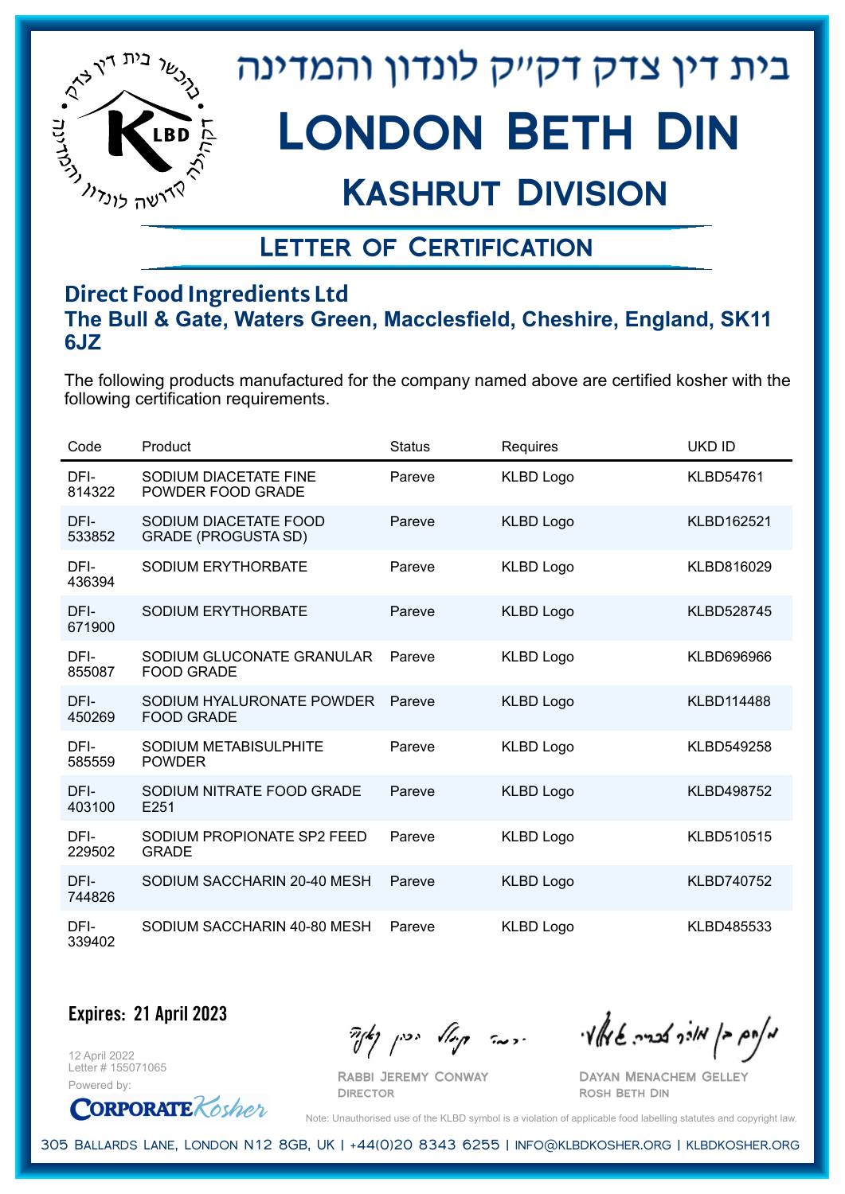# בית דין צדק דק"ק לונדון והמדינה

# London Beth Din

## Kashrut Division

## Letter of Certification

### Direct Food Ingredients Ltd

**The Bull & Gate, Waters Green, Macclesfield, Cheshire, England, SK11 6JZ**

The following products manufactured for the company named above are certified kosher with the following certification requirements.

| Code | Product | Status | Requires | UKD ID |
|---|---|---|---|---|
| DFI-814322 | SODIUM DIACETATE FINE POWDER FOOD GRADE | Pareve | KLBD Logo | KLBD54761 |
| DFI-533852 | SODIUM DIACETATE FOOD GRADE (PROGUSTA SD) | Pareve | KLBD Logo | KLBD162521 |
| DFI-436394 | SODIUM ERYTHORBATE | Pareve | KLBD Logo | KLBD816029 |
| DFI-671900 | SODIUM ERYTHORBATE | Pareve | KLBD Logo | KLBD528745 |
| DFI-855087 | SODIUM GLUCONATE GRANULAR FOOD GRADE | Pareve | KLBD Logo | KLBD696966 |
| DFI-450269 | SODIUM HYALURONATE POWDER FOOD GRADE | Pareve | KLBD Logo | KLBD114488 |
| DFI-585559 | SODIUM METABISULPHITE POWDER | Pareve | KLBD Logo | KLBD549258 |
| DFI-403100 | SODIUM NITRATE FOOD GRADE E251 | Pareve | KLBD Logo | KLBD498752 |
| DFI-229502 | SODIUM PROPIONATE SP2 FEED GRADE | Pareve | KLBD Logo | KLBD510515 |
| DFI-744826 | SODIUM SACCHARIN 20-40 MESH | Pareve | KLBD Logo | KLBD740752 |
| DFI-339402 | SODIUM SACCHARIN 40-80 MESH | Pareve | KLBD Logo | KLBD485533 |

**Expires: 21 April 2023**

12 April 2022
Letter # 155071065

Powered by: CorporateKosher

Rabbi Jeremy Conway
Director

Dayan Menachem Gelley
Rosh Beth Din

Note: Unauthorised use of the KLBD symbol is a violation of applicable food labelling statutes and copyright law.

305 Ballards Lane, London N12 8GB, UK | +44(0)20 8343 6255 | info@klbdkosher.org | klbdkosher.org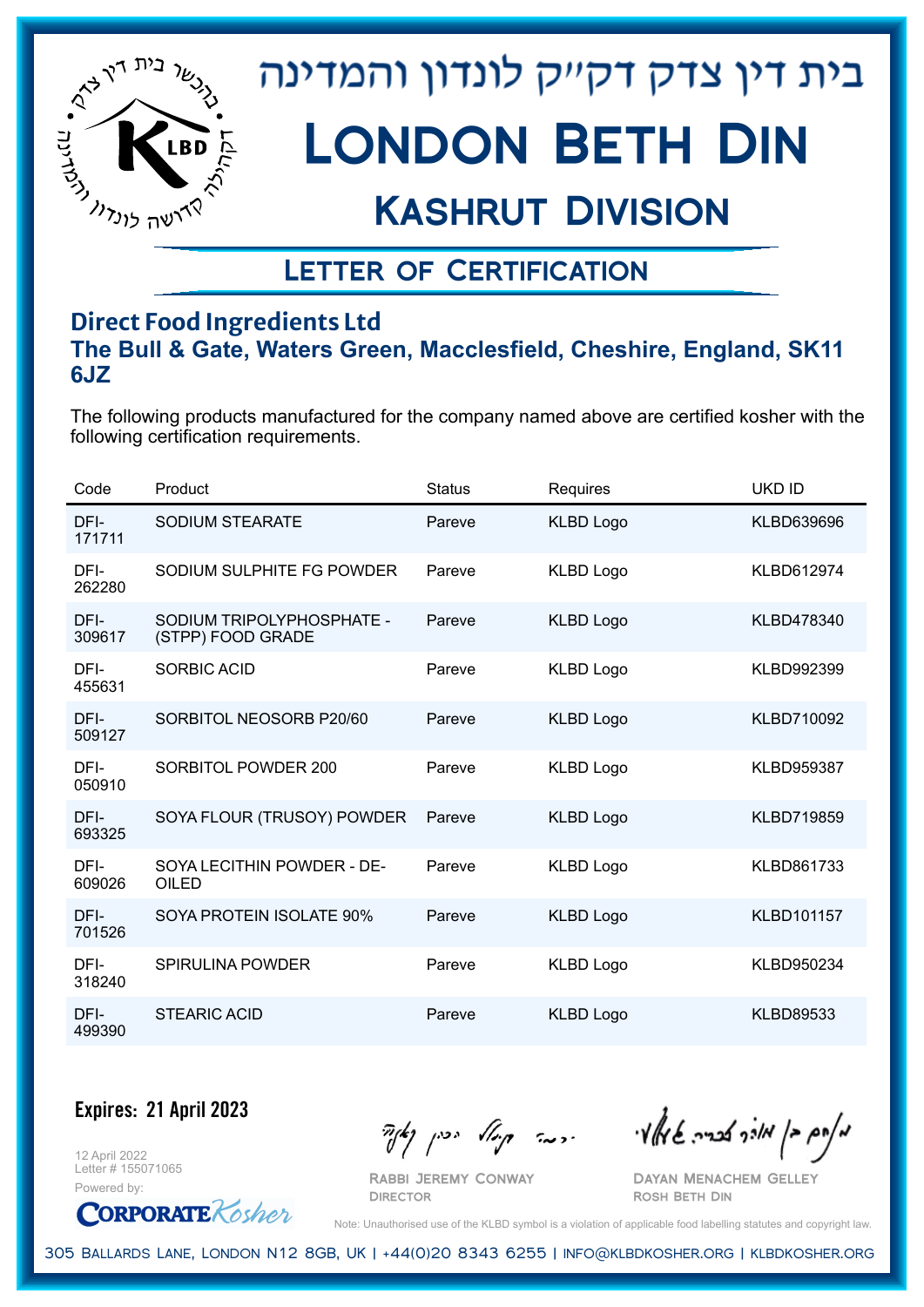# בית דין צדק דק״ק לונדון והמדינה

# London Beth Din

## Kashrut Division

### Letter of Certification

**Direct Food Ingredients Ltd**
**The Bull & Gate, Waters Green, Macclesfield, Cheshire, England, SK11 6JZ**

The following products manufactured for the company named above are certified kosher with the following certification requirements.

| Code | Product | Status | Requires | UKD ID |
|---|---|---|---|---|
| DFI-171711 | SODIUM STEARATE | Pareve | KLBD Logo | KLBD639696 |
| DFI-262280 | SODIUM SULPHITE FG POWDER | Pareve | KLBD Logo | KLBD612974 |
| DFI-309617 | SODIUM TRIPOLYPHOSPHATE - (STPP) FOOD GRADE | Pareve | KLBD Logo | KLBD478340 |
| DFI-455631 | SORBIC ACID | Pareve | KLBD Logo | KLBD992399 |
| DFI-509127 | SORBITOL NEOSORB P20/60 | Pareve | KLBD Logo | KLBD710092 |
| DFI-050910 | SORBITOL POWDER 200 | Pareve | KLBD Logo | KLBD959387 |
| DFI-693325 | SOYA FLOUR (TRUSOY) POWDER | Pareve | KLBD Logo | KLBD719859 |
| DFI-609026 | SOYA LECITHIN POWDER - DE-OILED | Pareve | KLBD Logo | KLBD861733 |
| DFI-701526 | SOYA PROTEIN ISOLATE 90% | Pareve | KLBD Logo | KLBD101157 |
| DFI-318240 | SPIRULINA POWDER | Pareve | KLBD Logo | KLBD950234 |
| DFI-499390 | STEARIC ACID | Pareve | KLBD Logo | KLBD89533 |

**Expires: 21 April 2023**

12 April 2022
Letter # 155071065
Powered by: CorporateKosher

Rabbi Jeremy Conway
Director

Dayan Menachem Gelley
Rosh Beth Din

Note: Unauthorised use of the KLBD symbol is a violation of applicable food labelling statutes and copyright law.

305 Ballards Lane, London N12 8GB, UK | +44(0)20 8343 6255 | info@klbdkosher.org | klbdkosher.org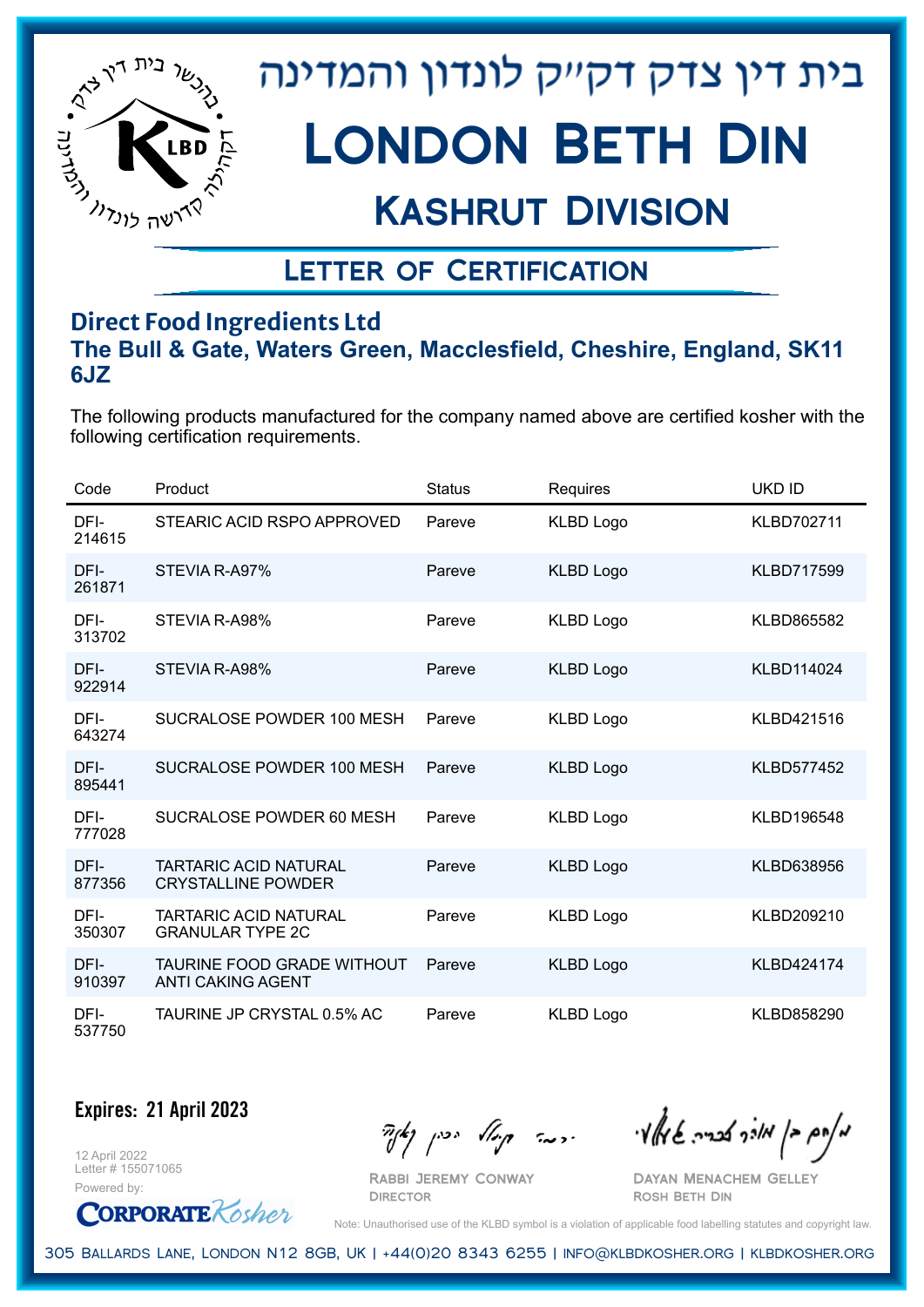# בית דין צדק דק״ק לונדון והמדינה

# London Beth Din

## Kashrut Division

### Letter of Certification

**Direct Food Ingredients Ltd**
**The Bull & Gate, Waters Green, Macclesfield, Cheshire, England, SK11 6JZ**

The following products manufactured for the company named above are certified kosher with the following certification requirements.

| Code | Product | Status | Requires | UKD ID |
|---|---|---|---|---|
| DFI-214615 | STEARIC ACID RSPO APPROVED | Pareve | KLBD Logo | KLBD702711 |
| DFI-261871 | STEVIA R-A97% | Pareve | KLBD Logo | KLBD717599 |
| DFI-313702 | STEVIA R-A98% | Pareve | KLBD Logo | KLBD865582 |
| DFI-922914 | STEVIA R-A98% | Pareve | KLBD Logo | KLBD114024 |
| DFI-643274 | SUCRALOSE POWDER 100 MESH | Pareve | KLBD Logo | KLBD421516 |
| DFI-895441 | SUCRALOSE POWDER 100 MESH | Pareve | KLBD Logo | KLBD577452 |
| DFI-777028 | SUCRALOSE POWDER 60 MESH | Pareve | KLBD Logo | KLBD196548 |
| DFI-877356 | TARTARIC ACID NATURAL CRYSTALLINE POWDER | Pareve | KLBD Logo | KLBD638956 |
| DFI-350307 | TARTARIC ACID NATURAL GRANULAR TYPE 2C | Pareve | KLBD Logo | KLBD209210 |
| DFI-910397 | TAURINE FOOD GRADE WITHOUT ANTI CAKING AGENT | Pareve | KLBD Logo | KLBD424174 |
| DFI-537750 | TAURINE JP CRYSTAL 0.5% AC | Pareve | KLBD Logo | KLBD858290 |

**Expires: 21 April 2023**

12 April 2022
Letter # 155071065
Powered by: CorporateKosher

Rabbi Jeremy Conway
Director

Dayan Menachem Gelley
Rosh Beth Din

Note: Unauthorised use of the KLBD symbol is a violation of applicable food labelling statutes and copyright law.

305 Ballards Lane, London N12 8GB, UK | +44(0)20 8343 6255 | info@klbdkosher.org | klbdkosher.org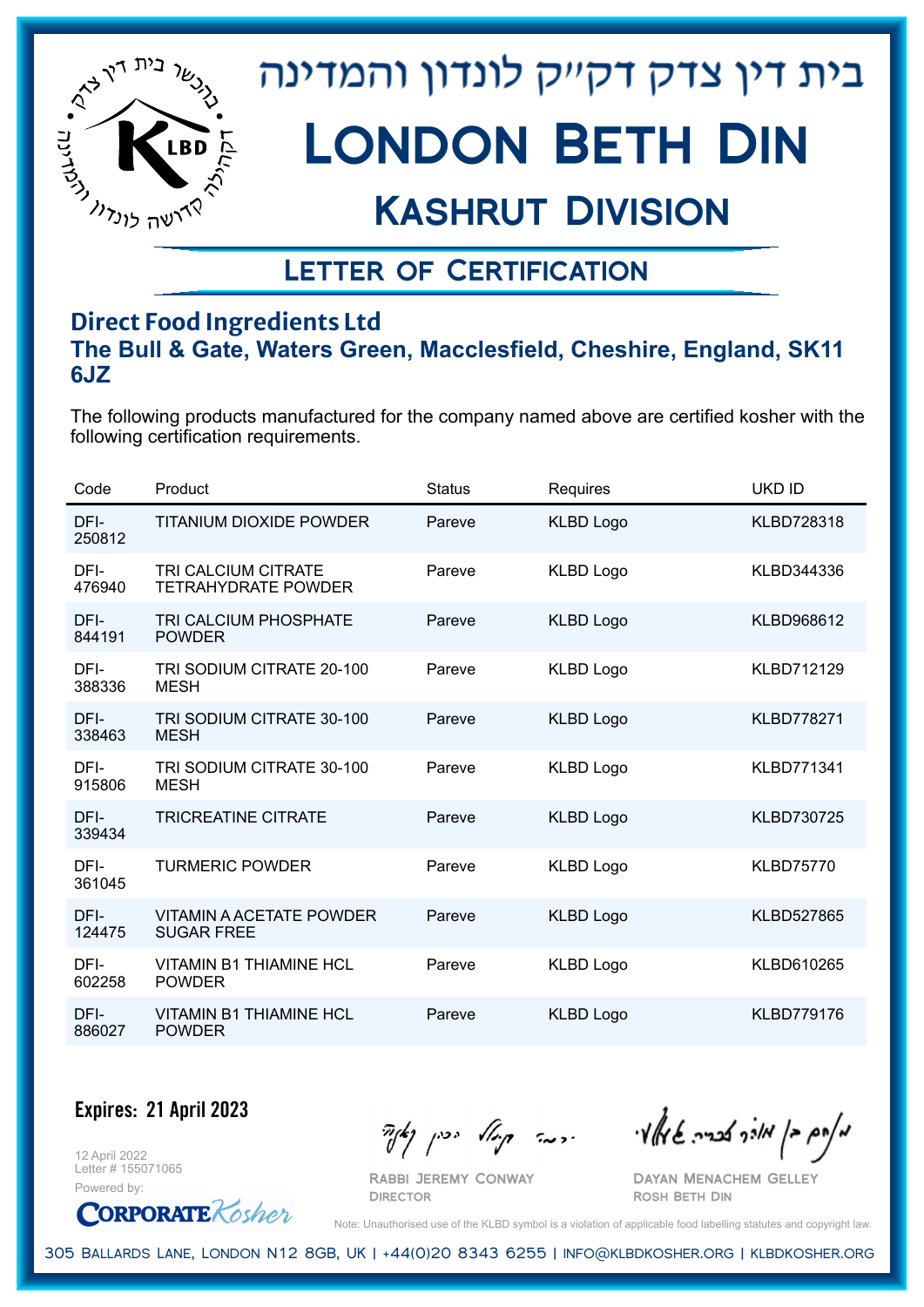# בית דין צדק דק"ק לונדון והמדינה

# London Beth Din

## Kashrut Division

## Letter of Certification

### Direct Food Ingredients Ltd

**The Bull & Gate, Waters Green, Macclesfield, Cheshire, England, SK11 6JZ**

The following products manufactured for the company named above are certified kosher with the following certification requirements.

| Code | Product | Status | Requires | UKD ID |
|---|---|---|---|---|
| DFI-250812 | TITANIUM DIOXIDE POWDER | Pareve | KLBD Logo | KLBD728318 |
| DFI-476940 | TRI CALCIUM CITRATE TETRAHYDRATE POWDER | Pareve | KLBD Logo | KLBD344336 |
| DFI-844191 | TRI CALCIUM PHOSPHATE POWDER | Pareve | KLBD Logo | KLBD968612 |
| DFI-388336 | TRI SODIUM CITRATE 20-100 MESH | Pareve | KLBD Logo | KLBD712129 |
| DFI-338463 | TRI SODIUM CITRATE 30-100 MESH | Pareve | KLBD Logo | KLBD778271 |
| DFI-915806 | TRI SODIUM CITRATE 30-100 MESH | Pareve | KLBD Logo | KLBD771341 |
| DFI-339434 | TRICREATINE CITRATE | Pareve | KLBD Logo | KLBD730725 |
| DFI-361045 | TURMERIC POWDER | Pareve | KLBD Logo | KLBD75770 |
| DFI-124475 | VITAMIN A ACETATE POWDER SUGAR FREE | Pareve | KLBD Logo | KLBD527865 |
| DFI-602258 | VITAMIN B1 THIAMINE HCL POWDER | Pareve | KLBD Logo | KLBD610265 |
| DFI-886027 | VITAMIN B1 THIAMINE HCL POWDER | Pareve | KLBD Logo | KLBD779176 |

**Expires: 21 April 2023**

12 April 2022
Letter # 155071065
Powered by: CorporateKosher

Rabbi Jeremy Conway
Director

Dayan Menachem Gelley
Rosh Beth Din

Note: Unauthorised use of the KLBD symbol is a violation of applicable food labelling statutes and copyright law.

305 Ballards Lane, London N12 8GB, UK | +44(0)20 8343 6255 | info@klbdkosher.org | klbdkosher.org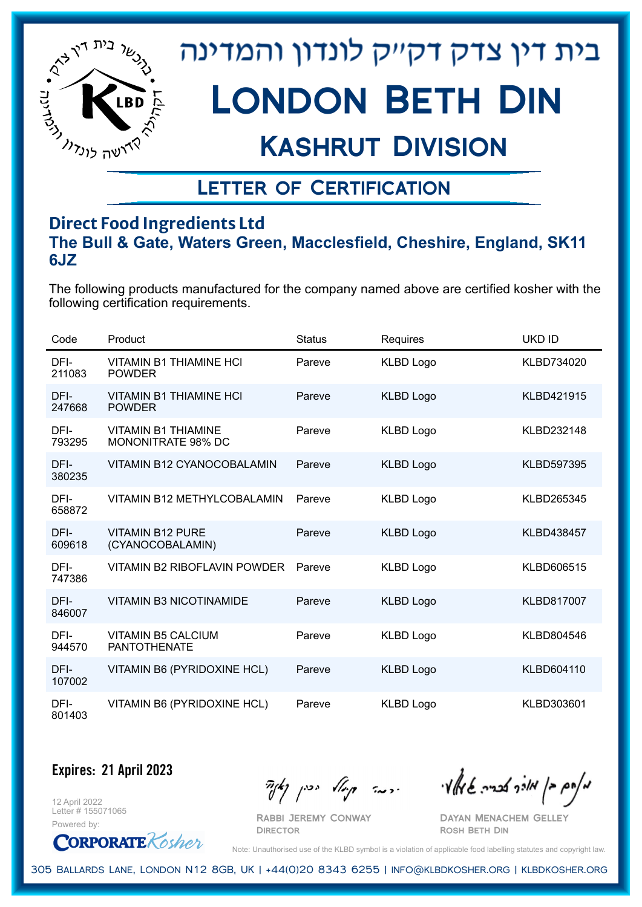בית דין צדק דק"ק לונדון והמדינה

# London Beth Din

## Kashrut Division

### Letter of Certification

**Direct Food Ingredients Ltd**
**The Bull & Gate, Waters Green, Macclesfield, Cheshire, England, SK11 6JZ**

The following products manufactured for the company named above are certified kosher with the following certification requirements.

| Code | Product | Status | Requires | UKD ID |
|---|---|---|---|---|
| DFI-211083 | VITAMIN B1 THIAMINE HCl POWDER | Pareve | KLBD Logo | KLBD734020 |
| DFI-247668 | VITAMIN B1 THIAMINE HCl POWDER | Pareve | KLBD Logo | KLBD421915 |
| DFI-793295 | VITAMIN B1 THIAMINE MONONITRATE 98% DC | Pareve | KLBD Logo | KLBD232148 |
| DFI-380235 | VITAMIN B12 CYANOCOBALAMIN | Pareve | KLBD Logo | KLBD597395 |
| DFI-658872 | VITAMIN B12 METHYLCOBALAMIN | Pareve | KLBD Logo | KLBD265345 |
| DFI-609618 | VITAMIN B12 PURE (CYANOCOBALAMIN) | Pareve | KLBD Logo | KLBD438457 |
| DFI-747386 | VITAMIN B2 RIBOFLAVIN POWDER | Pareve | KLBD Logo | KLBD606515 |
| DFI-846007 | VITAMIN B3 NICOTINAMIDE | Pareve | KLBD Logo | KLBD817007 |
| DFI-944570 | VITAMIN B5 CALCIUM PANTOTHENATE | Pareve | KLBD Logo | KLBD804546 |
| DFI-107002 | VITAMIN B6 (PYRIDOXINE HCL) | Pareve | KLBD Logo | KLBD604110 |
| DFI-801403 | VITAMIN B6 (PYRIDOXINE HCL) | Pareve | KLBD Logo | KLBD303601 |

**Expires: 21 April 2023**

12 April 2022
Letter # 155071065
Powered by: CorporateKosher

Rabbi Jeremy Conway
Director

Dayan Menachem Gelley
Rosh Beth Din

Note: Unauthorised use of the KLBD symbol is a violation of applicable food labelling statutes and copyright law.

305 Ballards Lane, London N12 8GB, UK | +44(0)20 8343 6255 | info@klbdkosher.org | klbdkosher.org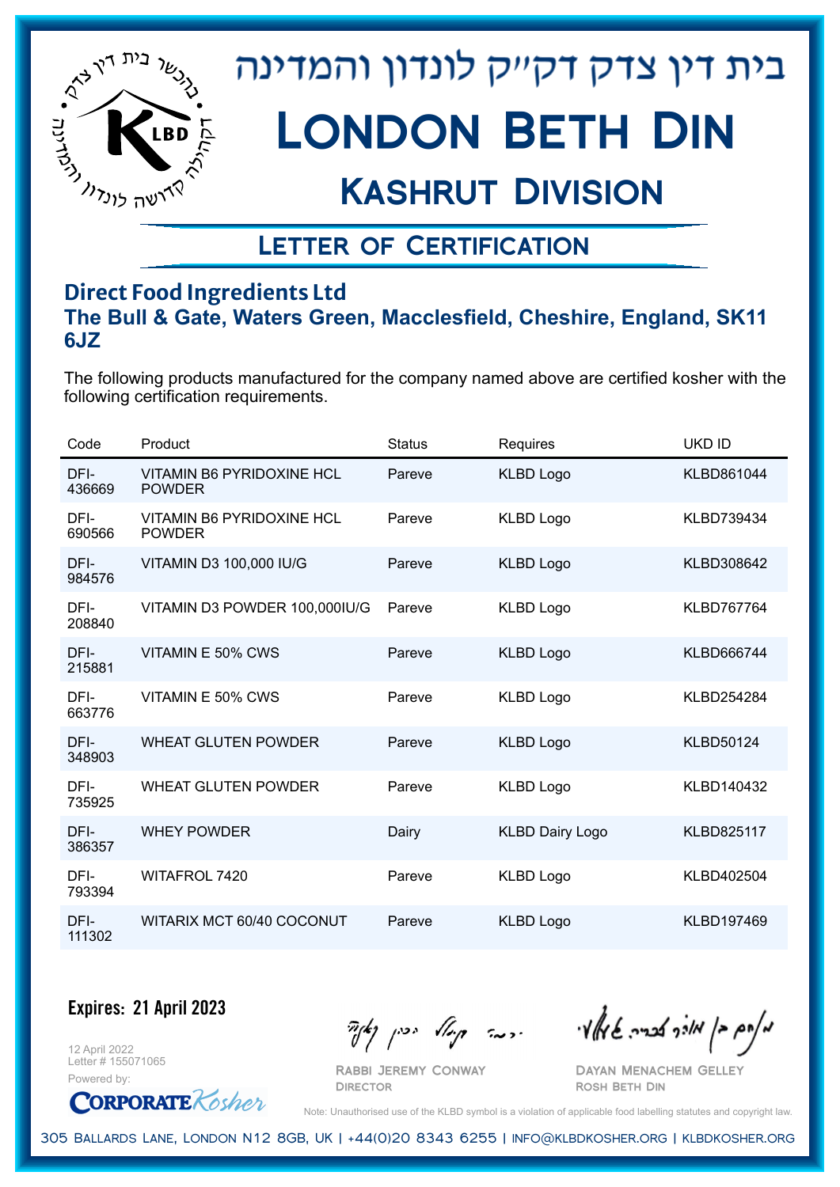# בית דין צדק דקייק לונדון והמדינה

# London Beth Din

## Kashrut Division

### Letter of Certification

**Direct Food Ingredients Ltd**
**The Bull & Gate, Waters Green, Macclesfield, Cheshire, England, SK11 6JZ**

The following products manufactured for the company named above are certified kosher with the following certification requirements.

| Code | Product | Status | Requires | UKD ID |
|---|---|---|---|---|
| DFI-436669 | VITAMIN B6 PYRIDOXINE HCL POWDER | Pareve | KLBD Logo | KLBD861044 |
| DFI-690566 | VITAMIN B6 PYRIDOXINE HCL POWDER | Pareve | KLBD Logo | KLBD739434 |
| DFI-984576 | VITAMIN D3 100,000 IU/G | Pareve | KLBD Logo | KLBD308642 |
| DFI-208840 | VITAMIN D3 POWDER 100,000IU/G | Pareve | KLBD Logo | KLBD767764 |
| DFI-215881 | VITAMIN E 50% CWS | Pareve | KLBD Logo | KLBD666744 |
| DFI-663776 | VITAMIN E 50% CWS | Pareve | KLBD Logo | KLBD254284 |
| DFI-348903 | WHEAT GLUTEN POWDER | Pareve | KLBD Logo | KLBD50124 |
| DFI-735925 | WHEAT GLUTEN POWDER | Pareve | KLBD Logo | KLBD140432 |
| DFI-386357 | WHEY POWDER | Dairy | KLBD Dairy Logo | KLBD825117 |
| DFI-793394 | WITAFROL 7420 | Pareve | KLBD Logo | KLBD402504 |
| DFI-111302 | WITARIX MCT 60/40 COCONUT | Pareve | KLBD Logo | KLBD197469 |

**Expires: 21 April 2023**

12 April 2022
Letter # 155071065
Powered by: CorporateKosher

Rabbi Jeremy Conway
Director

Dayan Menachem Gelley
Rosh Beth Din

Note: Unauthorised use of the KLBD symbol is a violation of applicable food labelling statutes and copyright law.

305 Ballards Lane, London N12 8GB, UK | +44(0)20 8343 6255 | info@klbdkosher.org | klbdkosher.org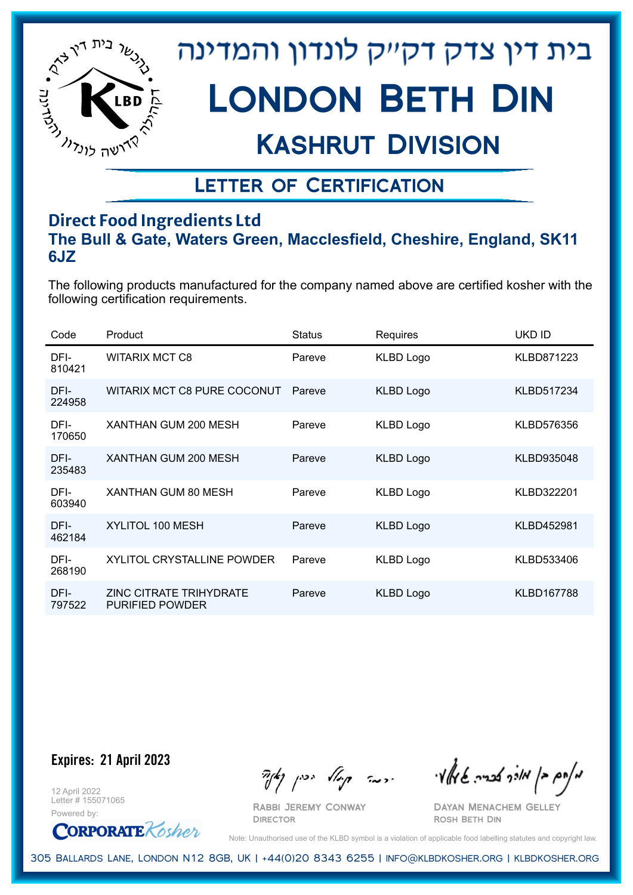# בית דין צדק דקי"ק לונדון והמדינה

# London Beth Din

## Kashrut Division

### Letter of Certification

**Direct Food Ingredients Ltd**

**The Bull & Gate, Waters Green, Macclesfield, Cheshire, England, SK11 6JZ**

The following products manufactured for the company named above are certified kosher with the following certification requirements.

| Code | Product | Status | Requires | UKD ID |
|---|---|---|---|---|
| DFI-810421 | WITARIX MCT C8 | Pareve | KLBD Logo | KLBD871223 |
| DFI-224958 | WITARIX MCT C8 PURE COCONUT | Pareve | KLBD Logo | KLBD517234 |
| DFI-170650 | XANTHAN GUM 200 MESH | Pareve | KLBD Logo | KLBD576356 |
| DFI-235483 | XANTHAN GUM 200 MESH | Pareve | KLBD Logo | KLBD935048 |
| DFI-603940 | XANTHAN GUM 80 MESH | Pareve | KLBD Logo | KLBD322201 |
| DFI-462184 | XYLITOL 100 MESH | Pareve | KLBD Logo | KLBD452981 |
| DFI-268190 | XYLITOL CRYSTALLINE POWDER | Pareve | KLBD Logo | KLBD533406 |
| DFI-797522 | ZINC CITRATE TRIHYDRATE PURIFIED POWDER | Pareve | KLBD Logo | KLBD167788 |

**Expires: 21 April 2023**

12 April 2022
Letter # 155071065
Powered by: Corporate Kosher

Rabbi Jeremy Conway
Director

Dayan Menachem Gelley
Rosh Beth Din

Note: Unauthorised use of the KLBD symbol is a violation of applicable food labelling statutes and copyright law.

305 Ballards Lane, London N12 8GB, UK | +44(0)20 8343 6255 | info@klbdkosher.org | klbdkosher.org